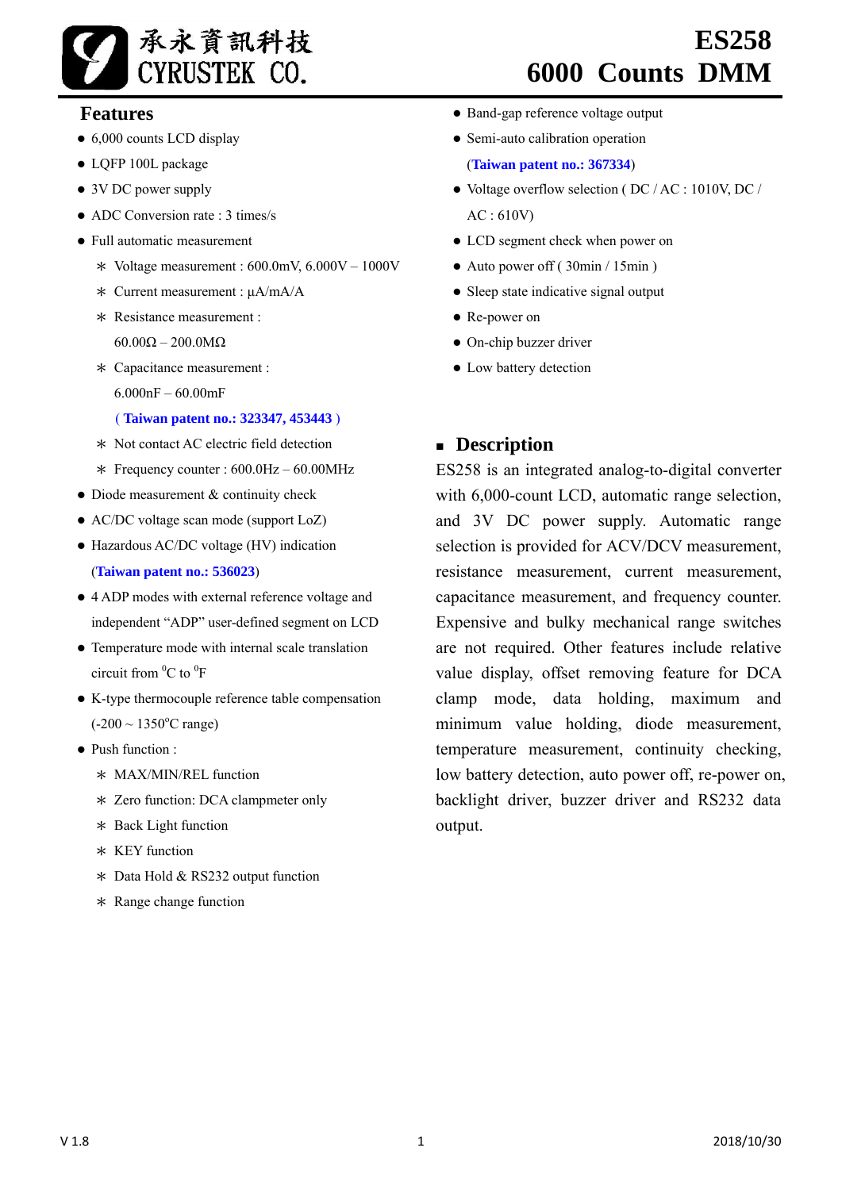承永資訊科技
CYRUSTEK CO.

# ES258
# 6000 Counts DMM

## Features

- 6,000 counts LCD display
- LQFP 100L package
- 3V DC power supply
- ADC Conversion rate : 3 times/s
- Full automatic measurement
  - ∗ Voltage measurement : 600.0mV, 6.000V – 1000V
  - ∗ Current measurement : µA/mA/A
  - ∗ Resistance measurement : 60.00Ω – 200.0MΩ
  - ∗ Capacitance measurement : 6.000nF – 60.00mF
    (**Taiwan patent no.: 323347, 453443**)
  - ∗ Not contact AC electric field detection
  - ∗ Frequency counter : 600.0Hz – 60.00MHz
- Diode measurement & continuity check
- AC/DC voltage scan mode (support LoZ)
- Hazardous AC/DC voltage (HV) indication
  (**Taiwan patent no.: 536023**)
- 4 ADP modes with external reference voltage and independent “ADP” user-defined segment on LCD
- Temperature mode with internal scale translation circuit from $^0$C to $^0$F
- K-type thermocouple reference table compensation (-200 ~ 1350$^o$C range)
- Push function :
  - ∗ MAX/MIN/REL function
  - ∗ Zero function: DCA clampmeter only
  - ∗ Back Light function
  - ∗ KEY function
  - ∗ Data Hold & RS232 output function
  - ∗ Range change function
- Band-gap reference voltage output
- Semi-auto calibration operation
  (**Taiwan patent no.: 367334**)
- Voltage overflow selection ( DC / AC : 1010V, DC / AC : 610V)
- LCD segment check when power on
- Auto power off ( 30min / 15min )
- Sleep state indicative signal output
- Re-power on
- On-chip buzzer driver
- Low battery detection

## Description

ES258 is an integrated analog-to-digital converter with 6,000-count LCD, automatic range selection, and 3V DC power supply. Automatic range selection is provided for ACV/DCV measurement, resistance measurement, current measurement, capacitance measurement, and frequency counter. Expensive and bulky mechanical range switches are not required. Other features include relative value display, offset removing feature for DCA clamp mode, data holding, maximum and minimum value holding, diode measurement, temperature measurement, continuity checking, low battery detection, auto power off, re-power on, backlight driver, buzzer driver and RS232 data output.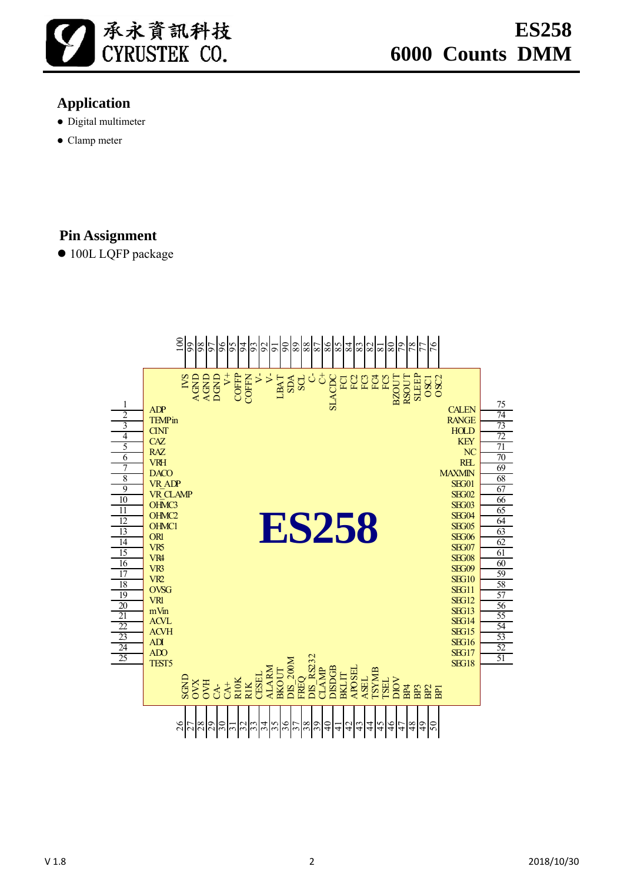## Application

- Digital multimeter
- Clamp meter

## Pin Assignment

- 100L LQFP package

| Pin | Name | Pin | Name | Pin | Name | Pin | Name |
|---|---|---|---|---|---|---|---|
| 1 | ADP | 26 | SGND | 51 | SEG18 | 76 | OSC2 |
| 2 | TEMPin | 27 | OVX | 52 | SEG17 | 77 | OSC1 |
| 3 | CINT | 28 | OVH | 53 | SEG16 | 78 | SLEEP |
| 4 | CAZ | 29 | CA- | 54 | SEG15 | 79 | RSOUT |
| 5 | RAZ | 30 | CA+ | 55 | SEG14 | 80 | BZOUT |
| 6 | VRH | 31 | R10K | 56 | SEG13 | 81 | FC5 |
| 7 | DACO | 32 | R1K | 57 | SEG12 | 82 | FC4 |
| 8 | VR_ADP | 33 | CESEL | 58 | SEG11 | 83 | FC3 |
| 9 | VR_CLAMP | 34 | ALARM | 59 | SEG10 | 84 | FC2 |
| 10 | OHMC3 | 35 | BKOUT | 60 | SEG09 | 85 | FC1 |
| 11 | OHMC2 | 36 | DIS_200M | 61 | SEG08 | 86 | SLACDC |
| 12 | OHMC1 | 37 | FREQ | 62 | SEG07 | 87 | C+ |
| 13 | ORI | 38 | DIS_RS232 | 63 | SEG06 | 88 | C- |
| 14 | VR5 | 39 | CLAMP | 64 | SEG05 | 89 | SCL |
| 15 | VR4 | 40 | DISDGB | 65 | SEG04 | 90 | SDA |
| 16 | VR3 | 41 | BKLIT | 66 | SEG03 | 91 | LBAT |
| 17 | VR2 | 42 | APOSEL | 67 | SEG02 | 92 | V- |
| 18 | OVSG | 43 | ASEL | 68 | SEG01 | 93 | V- |
| 19 | VR1 | 44 | TSYMB | 69 | MAXMIN | 94 | COFFN |
| 20 | mVin | 45 | TSEL | 70 | REL | 95 | COFFP |
| 21 | ACVL | 46 | DIOV | 71 | NC | 96 | V+ |
| 22 | ACVH | 47 | BP4 | 72 | KEY | 97 | DGND |
| 23 | ADI | 48 | BP3 | 73 | HOLD | 98 | AGND |
| 24 | ADO | 49 | BP2 | 74 | RANGE | 99 | AGND |
| 25 | TEST5 | 50 | BP1 | 75 | CALEN | 100 | IVS |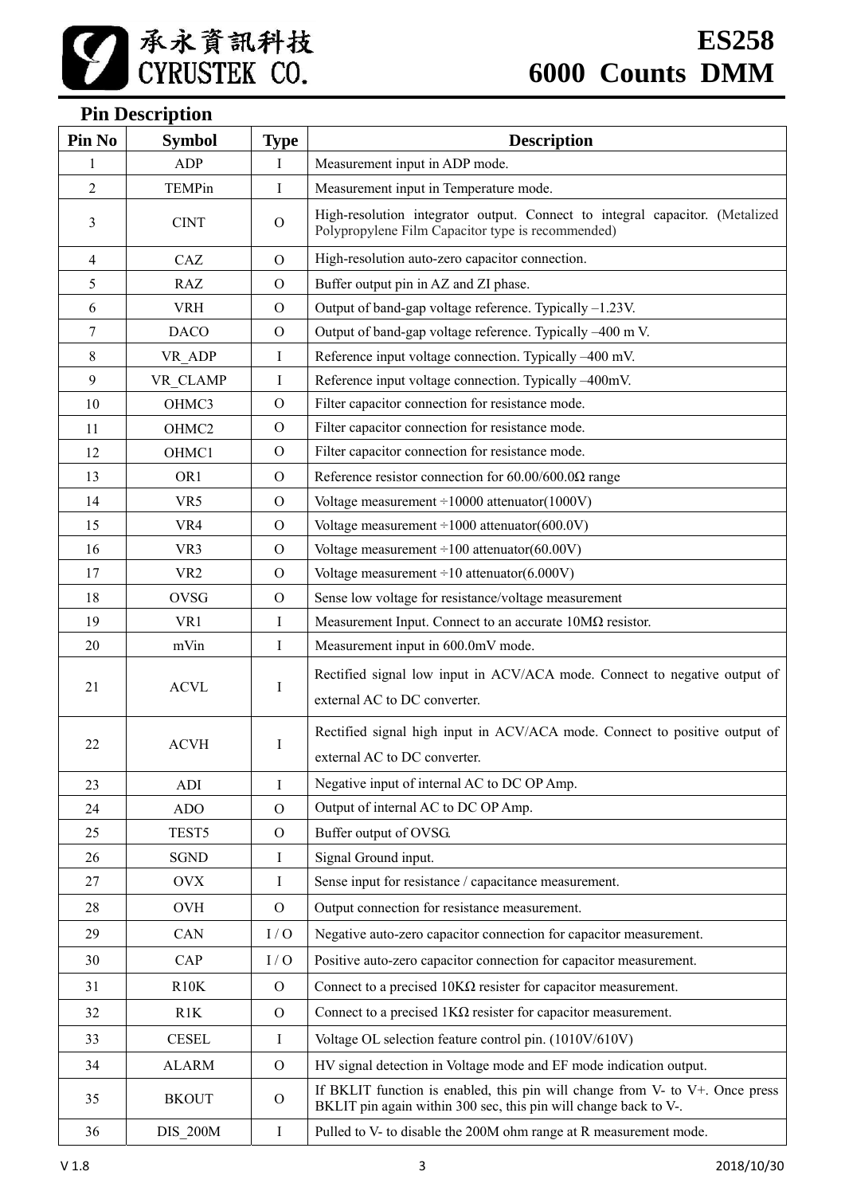## Pin Description

| Pin No | Symbol | Type | Description |
|---|---|---|---|
| 1 | ADP | I | Measurement input in ADP mode. |
| 2 | TEMPin | I | Measurement input in Temperature mode. |
| 3 | CINT | O | High-resolution integrator output. Connect to integral capacitor. (Metalized Polypropylene Film Capacitor type is recommended) |
| 4 | CAZ | O | High-resolution auto-zero capacitor connection. |
| 5 | RAZ | O | Buffer output pin in AZ and ZI phase. |
| 6 | VRH | O | Output of band-gap voltage reference. Typically –1.23V. |
| 7 | DACO | O | Output of band-gap voltage reference. Typically –400 m V. |
| 8 | VR_ADP | I | Reference input voltage connection. Typically –400 mV. |
| 9 | VR_CLAMP | I | Reference input voltage connection. Typically –400mV. |
| 10 | OHMC3 | O | Filter capacitor connection for resistance mode. |
| 11 | OHMC2 | O | Filter capacitor connection for resistance mode. |
| 12 | OHMC1 | O | Filter capacitor connection for resistance mode. |
| 13 | OR1 | O | Reference resistor connection for 60.00/600.0Ω range |
| 14 | VR5 | O | Voltage measurement ÷10000 attenuator(1000V) |
| 15 | VR4 | O | Voltage measurement ÷1000 attenuator(600.0V) |
| 16 | VR3 | O | Voltage measurement ÷100 attenuator(60.00V) |
| 17 | VR2 | O | Voltage measurement ÷10 attenuator(6.000V) |
| 18 | OVSG | O | Sense low voltage for resistance/voltage measurement |
| 19 | VR1 | I | Measurement Input. Connect to an accurate 10MΩ resistor. |
| 20 | mVin | I | Measurement input in 600.0mV mode. |
| 21 | ACVL | I | Rectified signal low input in ACV/ACA mode. Connect to negative output of external AC to DC converter. |
| 22 | ACVH | I | Rectified signal high input in ACV/ACA mode. Connect to positive output of external AC to DC converter. |
| 23 | ADI | I | Negative input of internal AC to DC OP Amp. |
| 24 | ADO | O | Output of internal AC to DC OP Amp. |
| 25 | TEST5 | O | Buffer output of OVSG. |
| 26 | SGND | I | Signal Ground input. |
| 27 | OVX | I | Sense input for resistance / capacitance measurement. |
| 28 | OVH | O | Output connection for resistance measurement. |
| 29 | CAN | I / O | Negative auto-zero capacitor connection for capacitor measurement. |
| 30 | CAP | I / O | Positive auto-zero capacitor connection for capacitor measurement. |
| 31 | R10K | O | Connect to a precised 10KΩ resister for capacitor measurement. |
| 32 | R1K | O | Connect to a precised 1KΩ resister for capacitor measurement. |
| 33 | CESEL | I | Voltage OL selection feature control pin. (1010V/610V) |
| 34 | ALARM | O | HV signal detection in Voltage mode and EF mode indication output. |
| 35 | BKOUT | O | If BKLIT function is enabled, this pin will change from V- to V+. Once press BKLIT pin again within 300 sec, this pin will change back to V-. |
| 36 | DIS_200M | I | Pulled to V- to disable the 200M ohm range at R measurement mode. |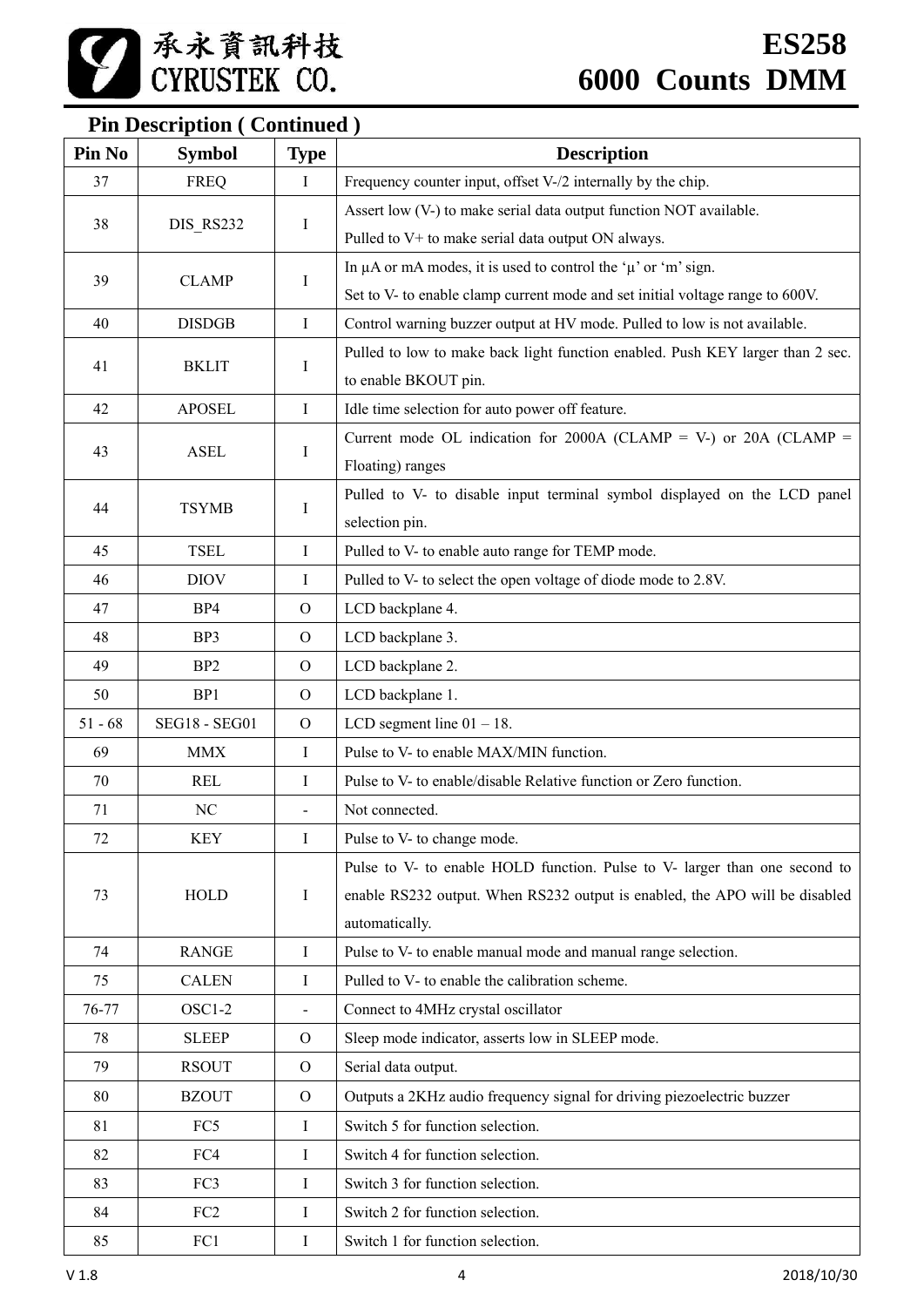## Pin Description ( Continued )

| Pin No | Symbol | Type | Description |
|---|---|---|---|
| 37 | FREQ | I | Frequency counter input, offset V-/2 internally by the chip. |
| 38 | DIS_RS232 | I | Assert low (V-) to make serial data output function NOT available.<br>Pulled to V+ to make serial data output ON always. |
| 39 | CLAMP | I | In µA or mA modes, it is used to control the 'µ' or 'm' sign.<br>Set to V- to enable clamp current mode and set initial voltage range to 600V. |
| 40 | DISDGB | I | Control warning buzzer output at HV mode. Pulled to low is not available. |
| 41 | BKLIT | I | Pulled to low to make back light function enabled. Push KEY larger than 2 sec. to enable BKOUT pin. |
| 42 | APOSEL | I | Idle time selection for auto power off feature. |
| 43 | ASEL | I | Current mode OL indication for 2000A (CLAMP = V-) or 20A (CLAMP = Floating) ranges |
| 44 | TSYMB | I | Pulled to V- to disable input terminal symbol displayed on the LCD panel selection pin. |
| 45 | TSEL | I | Pulled to V- to enable auto range for TEMP mode. |
| 46 | DIOV | I | Pulled to V- to select the open voltage of diode mode to 2.8V. |
| 47 | BP4 | O | LCD backplane 4. |
| 48 | BP3 | O | LCD backplane 3. |
| 49 | BP2 | O | LCD backplane 2. |
| 50 | BP1 | O | LCD backplane 1. |
| 51 - 68 | SEG18 - SEG01 | O | LCD segment line 01 – 18. |
| 69 | MMX | I | Pulse to V- to enable MAX/MIN function. |
| 70 | REL | I | Pulse to V- to enable/disable Relative function or Zero function. |
| 71 | NC | - | Not connected. |
| 72 | KEY | I | Pulse to V- to change mode. |
| 73 | HOLD | I | Pulse to V- to enable HOLD function. Pulse to V- larger than one second to enable RS232 output. When RS232 output is enabled, the APO will be disabled automatically. |
| 74 | RANGE | I | Pulse to V- to enable manual mode and manual range selection. |
| 75 | CALEN | I | Pulled to V- to enable the calibration scheme. |
| 76-77 | OSC1-2 | - | Connect to 4MHz crystal oscillator |
| 78 | SLEEP | O | Sleep mode indicator, asserts low in SLEEP mode. |
| 79 | RSOUT | O | Serial data output. |
| 80 | BZOUT | O | Outputs a 2KHz audio frequency signal for driving piezoelectric buzzer |
| 81 | FC5 | I | Switch 5 for function selection. |
| 82 | FC4 | I | Switch 4 for function selection. |
| 83 | FC3 | I | Switch 3 for function selection. |
| 84 | FC2 | I | Switch 2 for function selection. |
| 85 | FC1 | I | Switch 1 for function selection. |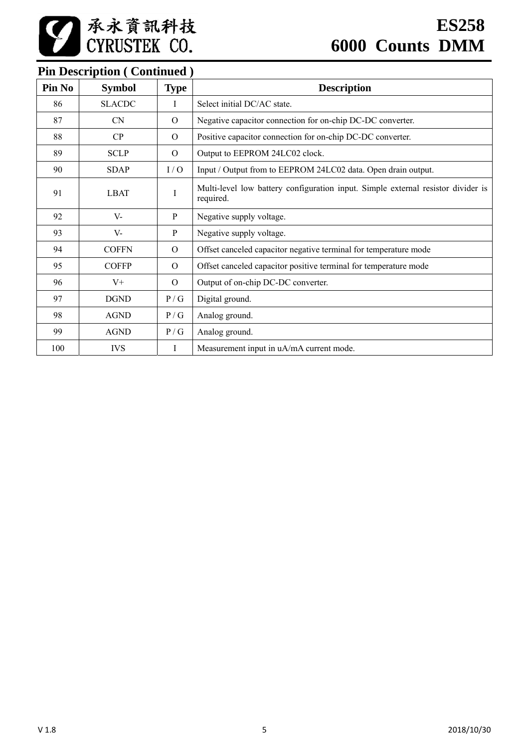## Pin Description ( Continued )

| Pin No | Symbol | Type | Description |
|---|---|---|---|
| 86 | SLACDC | I | Select initial DC/AC state. |
| 87 | CN | O | Negative capacitor connection for on-chip DC-DC converter. |
| 88 | CP | O | Positive capacitor connection for on-chip DC-DC converter. |
| 89 | SCLP | O | Output to EEPROM 24LC02 clock. |
| 90 | SDAP | I / O | Input / Output from to EEPROM 24LC02 data. Open drain output. |
| 91 | LBAT | I | Multi-level low battery configuration input. Simple external resistor divider is required. |
| 92 | V- | P | Negative supply voltage. |
| 93 | V- | P | Negative supply voltage. |
| 94 | COFFN | O | Offset canceled capacitor negative terminal for temperature mode |
| 95 | COFFP | O | Offset canceled capacitor positive terminal for temperature mode |
| 96 | V+ | O | Output of on-chip DC-DC converter. |
| 97 | DGND | P / G | Digital ground. |
| 98 | AGND | P / G | Analog ground. |
| 99 | AGND | P / G | Analog ground. |
| 100 | IVS | I | Measurement input in uA/mA current mode. |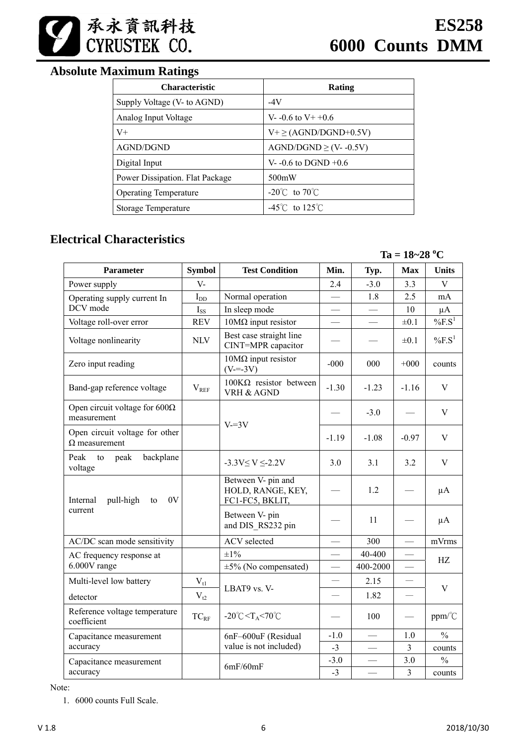## Absolute Maximum Ratings

| Characteristic | Rating |
|---|---|
| Supply Voltage (V- to AGND) | -4V |
| Analog Input Voltage | V- -0.6 to V+ +0.6 |
| V+ | V+ ≥ (AGND/DGND+0.5V) |
| AGND/DGND | AGND/DGND ≥ (V- -0.5V) |
| Digital Input | V- -0.6 to DGND +0.6 |
| Power Dissipation. Flat Package | 500mW |
| Operating Temperature | -20℃ to 70℃ |
| Storage Temperature | -45℃ to 125℃ |

## Electrical Characteristics

**Ta = 18~28 °C**

| Parameter | Symbol | Test Condition | Min. | Typ. | Max | Units |
|---|---|---|---|---|---|---|
| Power supply | V- | | 2.4 | -3.0 | 3.3 | V |
| Operating supply current In DCV mode | $I_{DD}$ | Normal operation | — | 1.8 | 2.5 | mA |
| | $I_{SS}$ | In sleep mode | — | — | 10 | μA |
| Voltage roll-over error | REV | 10MΩ input resistor | — | — | ±0.1 | %F.S[1] |
| Voltage nonlinearity | NLV | Best case straight line CINT=MPR capacitor | — | — | ±0.1 | %F.S[1] |
| Zero input reading | | 10MΩ input resistor (V-=-3V) | -000 | 000 | +000 | counts |
| Band-gap reference voltage | $V_{REF}$ | 100KΩ resistor between VRH & AGND | -1.30 | -1.23 | -1.16 | V |
| Open circuit voltage for 600Ω measurement | | V-=3V | — | -3.0 | — | V |
| Open circuit voltage for other Ω measurement | | | -1.19 | -1.08 | -0.97 | V |
| Peak to peak backplane voltage | | -3.3V≤ V ≤-2.2V | 3.0 | 3.1 | 3.2 | V |
| Internal pull-high to 0V current | | Between V- pin and HOLD, RANGE, KEY, FC1-FC5, BKLIT, | — | 1.2 | — | μA |
| | | Between V- pin and DIS_RS232 pin | — | 11 | — | μA |
| AC/DC scan mode sensitivity | | ACV selected | — | 300 | — | mVrms |
| AC frequency response at 6.000V range | | ±1% | — | 40-400 | — | HZ |
| | | ±5% (No compensated) | — | 400-2000 | — | |
| Multi-level low battery detector | $V_{t1}$ | LBAT9 vs. V- | — | 2.15 | — | V |
| | $V_{t2}$ | | — | 1.82 | — | |
| Reference voltage temperature coefficient | $TC_{RF}$ | -20℃<$T_A$<70℃ | — | 100 | — | ppm/℃ |
| Capacitance measurement accuracy | | 6nF–600uF (Residual value is not included) | -1.0 | — | 1.0 | % |
| | | | -3 | — | 3 | counts |
| Capacitance measurement accuracy | | 6mF/60mF | -3.0 | — | 3.0 | % |
| | | | -3 | — | 3 | counts |

Note:

1. 6000 counts Full Scale.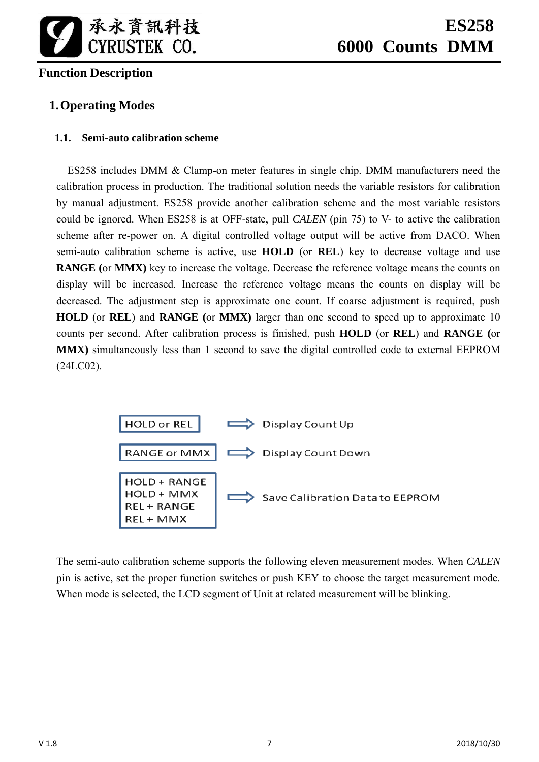## Function Description

### 1. Operating Modes

#### 1.1. Semi-auto calibration scheme

ES258 includes DMM & Clamp-on meter features in single chip. DMM manufacturers need the calibration process in production. The traditional solution needs the variable resistors for calibration by manual adjustment. ES258 provide another calibration scheme and the most variable resistors could be ignored. When ES258 is at OFF-state, pull *CALEN* (pin 75) to V- to active the calibration scheme after re-power on. A digital controlled voltage output will be active from DACO. When semi-auto calibration scheme is active, use **HOLD** (or **REL**) key to decrease voltage and use **RANGE (**or **MMX)** key to increase the voltage. Decrease the reference voltage means the counts on display will be increased. Increase the reference voltage means the counts on display will be decreased. The adjustment step is approximate one count. If coarse adjustment is required, push **HOLD** (or **REL**) and **RANGE (**or **MMX)** larger than one second to speed up to approximate 10 counts per second. After calibration process is finished, push **HOLD** (or **REL**) and **RANGE (**or **MMX)** simultaneously less than 1 second to save the digital controlled code to external EEPROM (24LC02).

| Key | | Action |
|---|---|---|
| HOLD or REL | ⇒ | Display Count Up |
| RANGE or MMX | ⇒ | Display Count Down |
| HOLD + RANGE<br>HOLD + MMX<br>REL + RANGE<br>REL + MMX | ⇒ | Save Calibration Data to EEPROM |

The semi-auto calibration scheme supports the following eleven measurement modes. When *CALEN* pin is active, set the proper function switches or push KEY to choose the target measurement mode. When mode is selected, the LCD segment of Unit at related measurement will be blinking.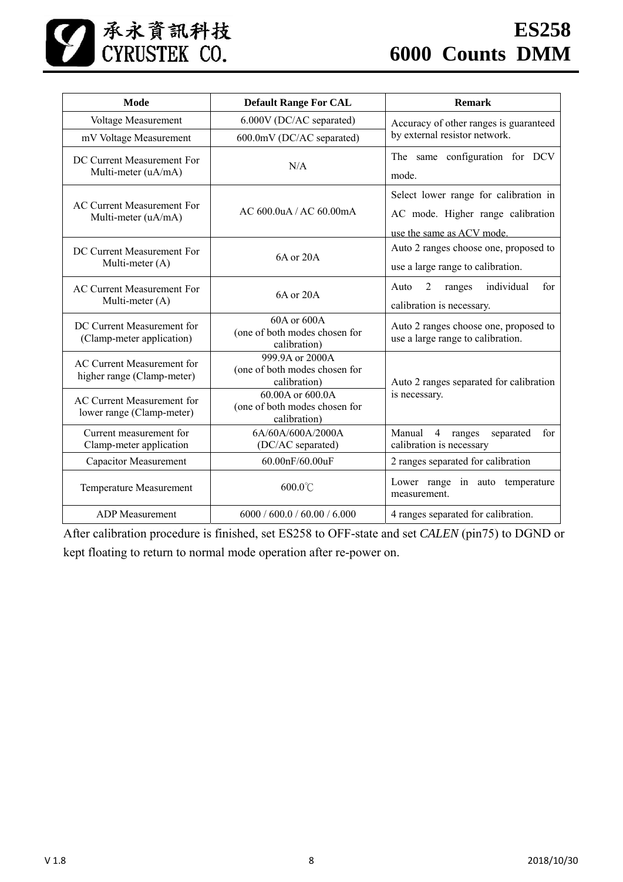| Mode | Default Range For CAL | Remark |
|---|---|---|
| Voltage Measurement | 6.000V (DC/AC separated) | Accuracy of other ranges is guaranteed by external resistor network. |
| mV Voltage Measurement | 600.0mV (DC/AC separated) | |
| DC Current Measurement For Multi-meter (uA/mA) | N/A | The same configuration for DCV mode. |
| AC Current Measurement For Multi-meter (uA/mA) | AC 600.0uA / AC 60.00mA | Select lower range for calibration in AC mode. Higher range calibration use the same as ACV mode. |
| DC Current Measurement For Multi-meter (A) | 6A or 20A | Auto 2 ranges choose one, proposed to use a large range to calibration. |
| AC Current Measurement For Multi-meter (A) | 6A or 20A | Auto 2 ranges individual for calibration is necessary. |
| DC Current Measurement for (Clamp-meter application) | 60A or 600A (one of both modes chosen for calibration) | Auto 2 ranges choose one, proposed to use a large range to calibration. |
| AC Current Measurement for higher range (Clamp-meter) | 999.9A or 2000A (one of both modes chosen for calibration) | Auto 2 ranges separated for calibration is necessary. |
| AC Current Measurement for lower range (Clamp-meter) | 60.00A or 600.0A (one of both modes chosen for calibration) | |
| Current measurement for Clamp-meter application | 6A/60A/600A/2000A (DC/AC separated) | Manual 4 ranges separated for calibration is necessary |
| Capacitor Measurement | 60.00nF/60.00uF | 2 ranges separated for calibration |
| Temperature Measurement | 600.0℃ | Lower range in auto temperature measurement. |
| ADP Measurement | 6000 / 600.0 / 60.00 / 6.000 | 4 ranges separated for calibration. |

After calibration procedure is finished, set ES258 to OFF-state and set *CALEN* (pin75) to DGND or kept floating to return to normal mode operation after re-power on.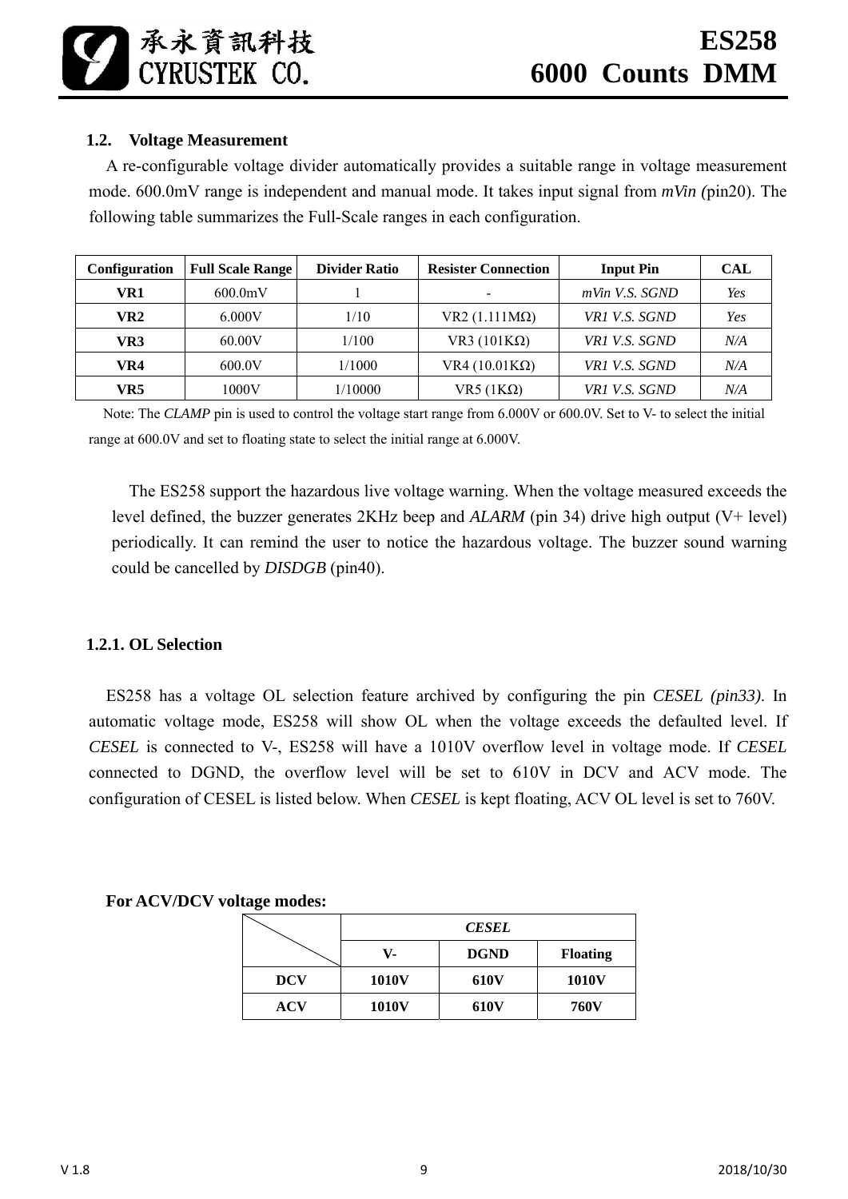### 1.2. Voltage Measurement

A re-configurable voltage divider automatically provides a suitable range in voltage measurement mode. 600.0mV range is independent and manual mode. It takes input signal from *mVin (*pin20). The following table summarizes the Full-Scale ranges in each configuration.

| Configuration | Full Scale Range | Divider Ratio | Resister Connection | Input Pin | CAL |
|---|---|---|---|---|---|
| **VR1** | 600.0mV | 1 | - | *mVin V.S. SGND* | *Yes* |
| **VR2** | 6.000V | 1/10 | VR2 (1.111MΩ) | *VR1 V.S. SGND* | *Yes* |
| **VR3** | 60.00V | 1/100 | VR3 (101KΩ) | *VR1 V.S. SGND* | *N/A* |
| **VR4** | 600.0V | 1/1000 | VR4 (10.01KΩ) | *VR1 V.S. SGND* | *N/A* |
| **VR5** | 1000V | 1/10000 | VR5 (1KΩ) | *VR1 V.S. SGND* | *N/A* |

Note: The *CLAMP* pin is used to control the voltage start range from 6.000V or 600.0V. Set to V- to select the initial range at 600.0V and set to floating state to select the initial range at 6.000V.

The ES258 support the hazardous live voltage warning. When the voltage measured exceeds the level defined, the buzzer generates 2KHz beep and *ALARM* (pin 34) drive high output (V+ level) periodically. It can remind the user to notice the hazardous voltage. The buzzer sound warning could be cancelled by *DISDGB* (pin40).

#### 1.2.1. OL Selection

ES258 has a voltage OL selection feature archived by configuring the pin *CESEL (pin33)*. In automatic voltage mode, ES258 will show OL when the voltage exceeds the defaulted level. If *CESEL* is connected to V-, ES258 will have a 1010V overflow level in voltage mode. If *CESEL* connected to DGND, the overflow level will be set to 610V in DCV and ACV mode. The configuration of CESEL is listed below. When *CESEL* is kept floating, ACV OL level is set to 760V.

**For ACV/DCV voltage modes:**

| | ***CESEL*** | | |
|---|---|---|---|
| | **V-** | **DGND** | **Floating** |
| **DCV** | **1010V** | **610V** | **1010V** |
| **ACV** | **1010V** | **610V** | **760V** |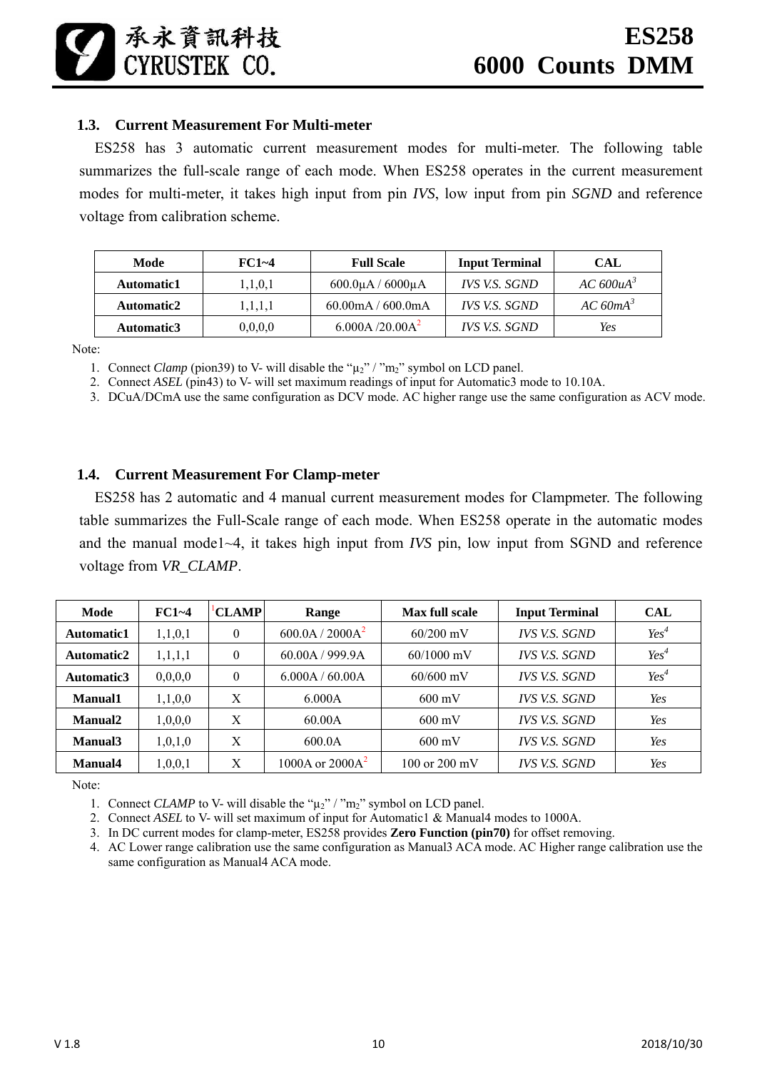## 1.3. Current Measurement For Multi-meter

ES258 has 3 automatic current measurement modes for multi-meter. The following table summarizes the full-scale range of each mode. When ES258 operates in the current measurement modes for multi-meter, it takes high input from pin *IVS*, low input from pin *SGND* and reference voltage from calibration scheme.

| Mode | FC1~4 | Full Scale | Input Terminal | CAL |
|---|---|---|---|---|
| **Automatic1** | 1,1,0,1 | 600.0μA / 6000μA | *IVS V.S. SGND* | *AC 600uA*[3] |
| **Automatic2** | 1,1,1,1 | 60.00mA / 600.0mA | *IVS V.S. SGND* | *AC 60mA*[3] |
| **Automatic3** | 0,0,0,0 | 6.000A /20.00A[2] | *IVS V.S. SGND* | *Yes* |

Note:

1. Connect *Clamp* (pion39) to V- will disable the "$\mu_2$" / "$m_2$" symbol on LCD panel.
2. Connect *ASEL* (pin43) to V- will set maximum readings of input for Automatic3 mode to 10.10A.
3. DCuA/DCmA use the same configuration as DCV mode. AC higher range use the same configuration as ACV mode.

## 1.4. Current Measurement For Clamp-meter

ES258 has 2 automatic and 4 manual current measurement modes for Clampmeter. The following table summarizes the Full-Scale range of each mode. When ES258 operate in the automatic modes and the manual mode1~4, it takes high input from *IVS* pin, low input from SGND and reference voltage from *VR_CLAMP*.

| Mode | FC1~4 | [1]CLAMP | Range | Max full scale | Input Terminal | CAL |
|---|---|---|---|---|---|---|
| **Automatic1** | 1,1,0,1 | 0 | 600.0A / 2000A[2] | 60/200 mV | *IVS V.S. SGND* | *Yes*[4] |
| **Automatic2** | 1,1,1,1 | 0 | 60.00A / 999.9A | 60/1000 mV | *IVS V.S. SGND* | *Yes*[4] |
| **Automatic3** | 0,0,0,0 | 0 | 6.000A / 60.00A | 60/600 mV | *IVS V.S. SGND* | *Yes*[4] |
| **Manual1** | 1,1,0,0 | X | 6.000A | 600 mV | *IVS V.S. SGND* | *Yes* |
| **Manual2** | 1,0,0,0 | X | 60.00A | 600 mV | *IVS V.S. SGND* | *Yes* |
| **Manual3** | 1,0,1,0 | X | 600.0A | 600 mV | *IVS V.S. SGND* | *Yes* |
| **Manual4** | 1,0,0,1 | X | 1000A or 2000A[2] | 100 or 200 mV | *IVS V.S. SGND* | *Yes* |

Note:

1. Connect *CLAMP* to V- will disable the "$\mu_2$" / "$m_2$" symbol on LCD panel.
2. Connect *ASEL* to V- will set maximum of input for Automatic1 & Manual4 modes to 1000A.
3. In DC current modes for clamp-meter, ES258 provides **Zero Function (pin70)** for offset removing.
4. AC Lower range calibration use the same configuration as Manual3 ACA mode. AC Higher range calibration use the same configuration as Manual4 ACA mode.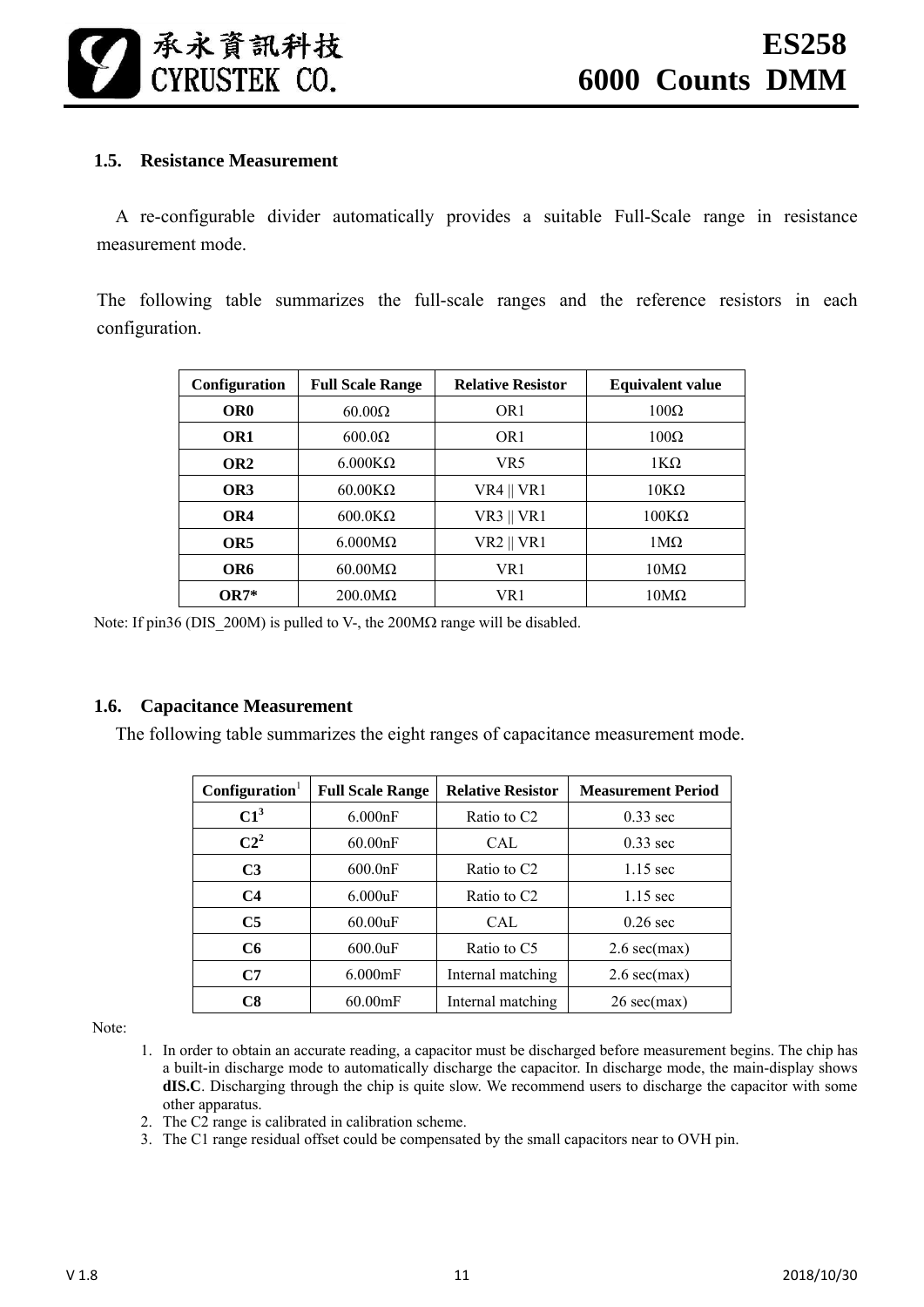### 1.5. Resistance Measurement

A re-configurable divider automatically provides a suitable Full-Scale range in resistance measurement mode.

The following table summarizes the full-scale ranges and the reference resistors in each configuration.

| Configuration | Full Scale Range | Relative Resistor | Equivalent value |
|---|---|---|---|
| **OR0** | 60.00Ω | OR1 | 100Ω |
| **OR1** | 600.0Ω | OR1 | 100Ω |
| **OR2** | 6.000KΩ | VR5 | 1KΩ |
| **OR3** | 60.00KΩ | VR4 \|\| VR1 | 10KΩ |
| **OR4** | 600.0KΩ | VR3 \|\| VR1 | 100KΩ |
| **OR5** | 6.000MΩ | VR2 \|\| VR1 | 1MΩ |
| **OR6** | 60.00MΩ | VR1 | 10MΩ |
| **OR7*** | 200.0MΩ | VR1 | 10MΩ |

Note: If pin36 (DIS_200M) is pulled to V-, the 200MΩ range will be disabled.

### 1.6. Capacitance Measurement

The following table summarizes the eight ranges of capacitance measurement mode.

| Configuration[1] | Full Scale Range | Relative Resistor | Measurement Period |
|---|---|---|---|
| **C1[3]** | 6.000nF | Ratio to C2 | 0.33 sec |
| **C2[2]** | 60.00nF | CAL | 0.33 sec |
| **C3** | 600.0nF | Ratio to C2 | 1.15 sec |
| **C4** | 6.000uF | Ratio to C2 | 1.15 sec |
| **C5** | 60.00uF | CAL | 0.26 sec |
| **C6** | 600.0uF | Ratio to C5 | 2.6 sec(max) |
| **C7** | 6.000mF | Internal matching | 2.6 sec(max) |
| **C8** | 60.00mF | Internal matching | 26 sec(max) |

Note:

1. In order to obtain an accurate reading, a capacitor must be discharged before measurement begins. The chip has a built-in discharge mode to automatically discharge the capacitor. In discharge mode, the main-display shows **dIS.C**. Discharging through the chip is quite slow. We recommend users to discharge the capacitor with some other apparatus.
2. The C2 range is calibrated in calibration scheme.
3. The C1 range residual offset could be compensated by the small capacitors near to OVH pin.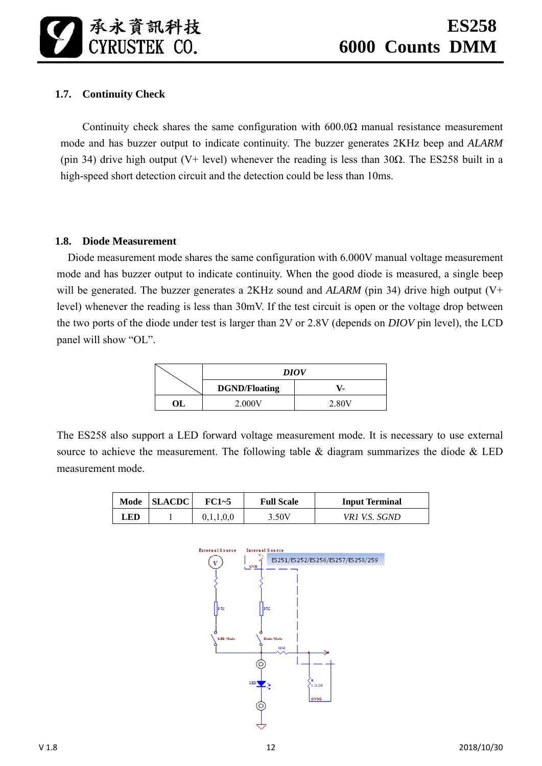### 1.7. Continuity Check

Continuity check shares the same configuration with 600.0Ω manual resistance measurement mode and has buzzer output to indicate continuity. The buzzer generates 2KHz beep and *ALARM* (pin 34) drive high output (V+ level) whenever the reading is less than 30Ω. The ES258 built in a high-speed short detection circuit and the detection could be less than 10ms.

### 1.8. Diode Measurement

Diode measurement mode shares the same configuration with 6.000V manual voltage measurement mode and has buzzer output to indicate continuity. When the good diode is measured, a single beep will be generated. The buzzer generates a 2KHz sound and *ALARM* (pin 34) drive high output (V+ level) whenever the reading is less than 30mV. If the test circuit is open or the voltage drop between the two ports of the diode under test is larger than 2V or 2.8V (depends on *DIOV* pin level), the LCD panel will show "OL".

| | *DIOV* | |
|---|---|---|
| | **DGND/Floating** | **V-** |
| **OL** | 2.000V | 2.80V |

The ES258 also support a LED forward voltage measurement mode. It is necessary to use external source to achieve the measurement. The following table & diagram summarizes the diode & LED measurement mode.

| Mode | SLACDC | FC1~5 | Full Scale | Input Terminal |
|---|---|---|---|---|
| **LED** | 1 | 0,1,1,0,0 | 3.50V | *VR1 V.S. SGND* |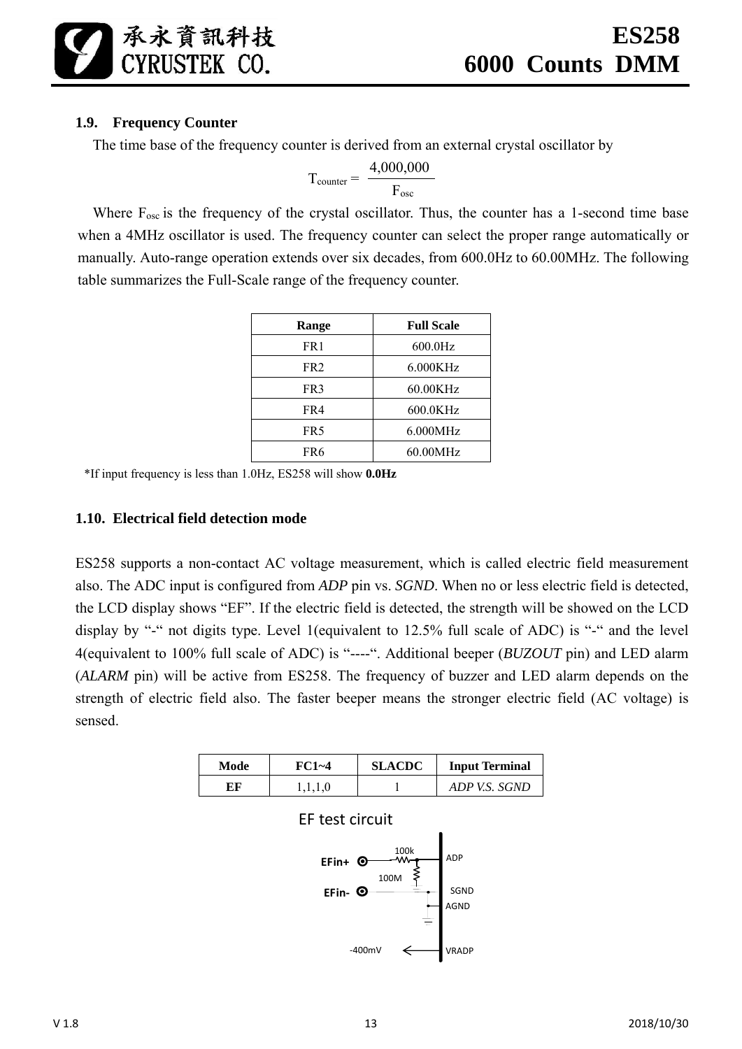### 1.9. Frequency Counter

The time base of the frequency counter is derived from an external crystal oscillator by

$$T_{counter} = \frac{4{,}000{,}000}{F_{osc}}$$

Where $F_{osc}$ is the frequency of the crystal oscillator. Thus, the counter has a 1-second time base when a 4MHz oscillator is used. The frequency counter can select the proper range automatically or manually. Auto-range operation extends over six decades, from 600.0Hz to 60.00MHz. The following table summarizes the Full-Scale range of the frequency counter.

| Range | Full Scale |
|---|---|
| FR1 | 600.0Hz |
| FR2 | 6.000KHz |
| FR3 | 60.00KHz |
| FR4 | 600.0KHz |
| FR5 | 6.000MHz |
| FR6 | 60.00MHz |

*If input frequency is less than 1.0Hz, ES258 will show **0.0Hz**

### 1.10. Electrical field detection mode

ES258 supports a non-contact AC voltage measurement, which is called electric field measurement also. The ADC input is configured from *ADP* pin vs. *SGND*. When no or less electric field is detected, the LCD display shows "EF". If the electric field is detected, the strength will be showed on the LCD display by "-" not digits type. Level 1(equivalent to 12.5% full scale of ADC) is "-" and the level 4(equivalent to 100% full scale of ADC) is "----". Additional beeper (*BUZOUT* pin) and LED alarm (*ALARM* pin) will be active from ES258. The frequency of buzzer and LED alarm depends on the strength of electric field also. The faster beeper means the stronger electric field (AC voltage) is sensed.

| Mode | FC1~4 | SLACDC | Input Terminal |
|---|---|---|---|
| **EF** | 1,1,1,0 | 1 | *ADP V.S. SGND* |

EF test circuit

EFin+ — 100k — ADP
100M
EFin- — SGND
AGND
-400mV ← VRADP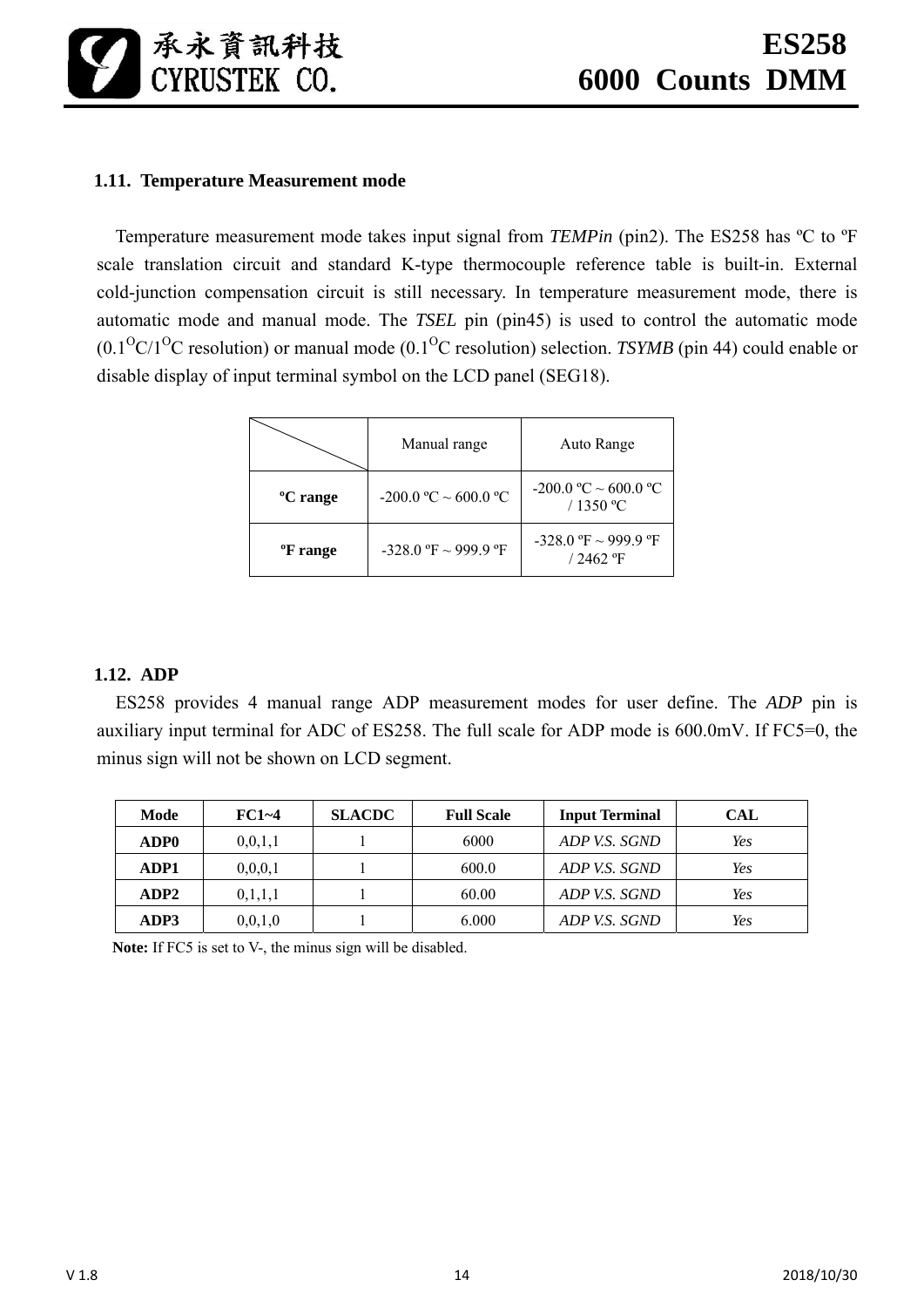### 1.11. Temperature Measurement mode

Temperature measurement mode takes input signal from ***TEMPin*** (pin2). The ES258 has ºC to ºF scale translation circuit and standard K-type thermocouple reference table is built-in. External cold-junction compensation circuit is still necessary. In temperature measurement mode, there is automatic mode and manual mode. The ***TSEL*** pin (pin45) is used to control the automatic mode (0.1$^{O}$C/1$^{O}$C resolution) or manual mode (0.1$^{O}$C resolution) selection. ***TSYMB*** (pin 44) could enable or disable display of input terminal symbol on the LCD panel (SEG18).

| | Manual range | Auto Range |
|---|---|---|
| **ºC range** | -200.0 ºC ~ 600.0 ºC | -200.0 ºC ~ 600.0 ºC / 1350 ºC |
| **ºF range** | -328.0 ºF ~ 999.9 ºF | -328.0 ºF ~ 999.9 ºF / 2462 ºF |

### 1.12. ADP

ES258 provides 4 manual range ADP measurement modes for user define. The *ADP* pin is auxiliary input terminal for ADC of ES258. The full scale for ADP mode is 600.0mV. If FC5=0, the minus sign will not be shown on LCD segment.

| Mode | FC1~4 | SLACDC | Full Scale | Input Terminal | CAL |
|---|---|---|---|---|---|
| **ADP0** | 0,0,1,1 | 1 | 6000 | *ADP V.S. SGND* | *Yes* |
| **ADP1** | 0,0,0,1 | 1 | 600.0 | *ADP V.S. SGND* | *Yes* |
| **ADP2** | 0,1,1,1 | 1 | 60.00 | *ADP V.S. SGND* | *Yes* |
| **ADP3** | 0,0,1,0 | 1 | 6.000 | *ADP V.S. SGND* | *Yes* |

**Note:** If FC5 is set to V-, the minus sign will be disabled.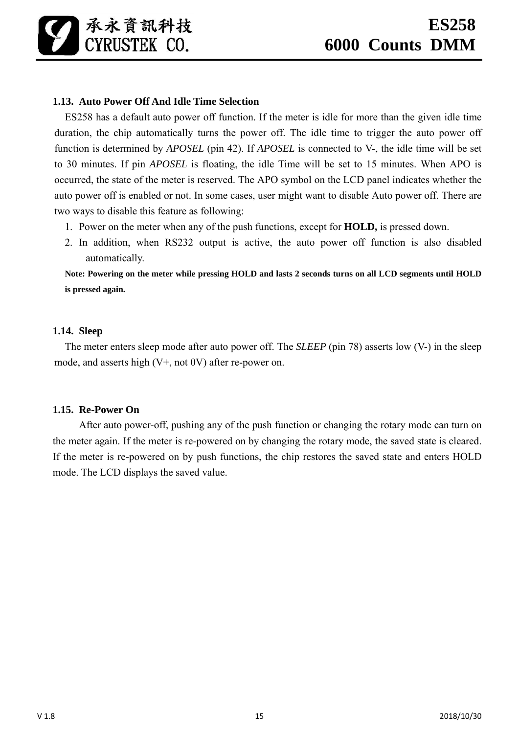### 1.13. Auto Power Off And Idle Time Selection

ES258 has a default auto power off function. If the meter is idle for more than the given idle time duration, the chip automatically turns the power off. The idle time to trigger the auto power off function is determined by *APOSEL* (pin 42). If *APOSEL* is connected to V-, the idle time will be set to 30 minutes. If pin *APOSEL* is floating, the idle Time will be set to 15 minutes. When APO is occurred, the state of the meter is reserved. The APO symbol on the LCD panel indicates whether the auto power off is enabled or not. In some cases, user might want to disable Auto power off. There are two ways to disable this feature as following:

1. Power on the meter when any of the push functions, except for **HOLD,** is pressed down.
2. In addition, when RS232 output is active, the auto power off function is also disabled automatically.

**Note: Powering on the meter while pressing HOLD and lasts 2 seconds turns on all LCD segments until HOLD is pressed again.**

### 1.14. Sleep

The meter enters sleep mode after auto power off. The *SLEEP* (pin 78) asserts low (V-) in the sleep mode, and asserts high (V+, not 0V) after re-power on.

### 1.15. Re-Power On

After auto power-off, pushing any of the push function or changing the rotary mode can turn on the meter again. If the meter is re-powered on by changing the rotary mode, the saved state is cleared. If the meter is re-powered on by push functions, the chip restores the saved state and enters HOLD mode. The LCD displays the saved value.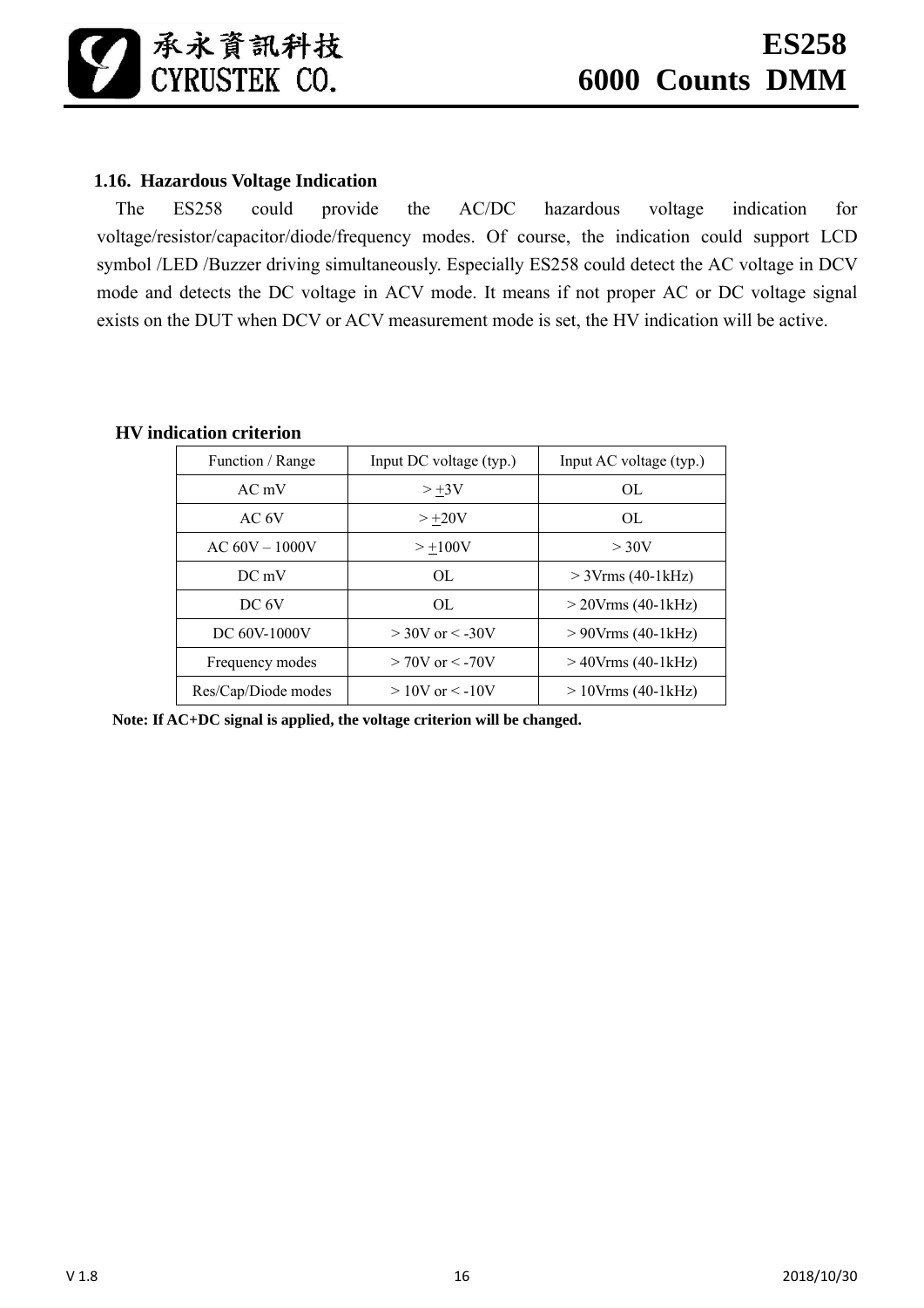### 1.16. Hazardous Voltage Indication

The ES258 could provide the AC/DC hazardous voltage indication for voltage/resistor/capacitor/diode/frequency modes. Of course, the indication could support LCD symbol /LED /Buzzer driving simultaneously. Especially ES258 could detect the AC voltage in DCV mode and detects the DC voltage in ACV mode. It means if not proper AC or DC voltage signal exists on the DUT when DCV or ACV measurement mode is set, the HV indication will be active.

**HV indication criterion**

| Function / Range | Input DC voltage (typ.) | Input AC voltage (typ.) |
|---|---|---|
| AC mV | > ±3V | OL |
| AC 6V | > ±20V | OL |
| AC 60V – 1000V | > ±100V | > 30V |
| DC mV | OL | > 3Vrms (40-1kHz) |
| DC 6V | OL | > 20Vrms (40-1kHz) |
| DC 60V-1000V | > 30V or < -30V | > 90Vrms (40-1kHz) |
| Frequency modes | > 70V or < -70V | > 40Vrms (40-1kHz) |
| Res/Cap/Diode modes | > 10V or < -10V | > 10Vrms (40-1kHz) |

**Note: If AC+DC signal is applied, the voltage criterion will be changed.**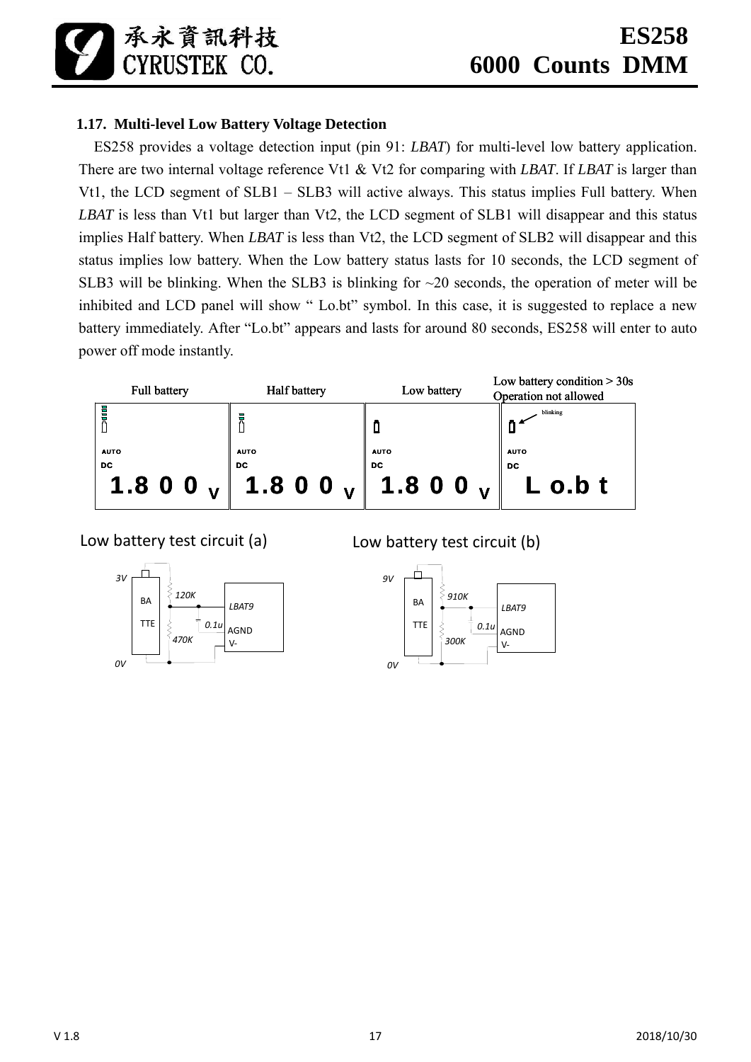### 1.17. Multi-level Low Battery Voltage Detection

ES258 provides a voltage detection input (pin 91: *LBAT*) for multi-level low battery application. There are two internal voltage reference Vt1 & Vt2 for comparing with *LBAT*. If *LBAT* is larger than Vt1, the LCD segment of SLB1 – SLB3 will active always. This status implies Full battery. When *LBAT* is less than Vt1 but larger than Vt2, the LCD segment of SLB1 will disappear and this status implies Half battery. When *LBAT* is less than Vt2, the LCD segment of SLB2 will disappear and this status implies low battery. When the Low battery status lasts for 10 seconds, the LCD segment of SLB3 will be blinking. When the SLB3 is blinking for ~20 seconds, the operation of meter will be inhibited and LCD panel will show " Lo.bt" symbol. In this case, it is suggested to replace a new battery immediately. After "Lo.bt" appears and lasts for around 80 seconds, ES258 will enter to auto power off mode instantly.

| Full battery | Half battery | Low battery | Low battery condition > 30s Operation not allowed |
|---|---|---|---|
| AUTO DC 1.8 0 0 V | AUTO DC 1.8 0 0 V | AUTO DC 1.8 0 0 V | blinking AUTO DC L o.b t |

Low battery test circuit (a)

3V BATTE, 120K, 470K, 0.1u, LBAT9, AGND, V-, 0V

Low battery test circuit (b)

9V BATTE, 910K, 300K, 0.1u, LBAT9, AGND, V-, 0V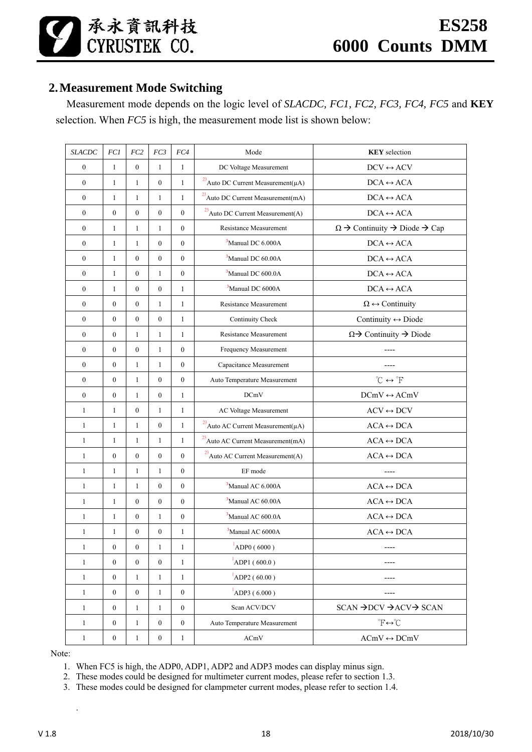## 2. Measurement Mode Switching

Measurement mode depends on the logic level of *SLACDC, FC1, FC2, FC3, FC4, FC5* and **KEY** selection. When *FC5* is high, the measurement mode list is shown below:

| *SLACDC* | *FC1* | *FC2* | *FC3* | *FC4* | Mode | **KEY** selection |
|---|---|---|---|---|---|---|
| 0 | 1 | 0 | 1 | 1 | DC Voltage Measurement | DCV ↔ ACV |
| 0 | 1 | 1 | 0 | 1 | [23]Auto DC Current Measurement(μA) | DCA ↔ ACA |
| 0 | 1 | 1 | 1 | 1 | [23]Auto DC Current Measurement(mA) | DCA ↔ ACA |
| 0 | 0 | 0 | 0 | 0 | [23]Auto DC Current Measurement(A) | DCA ↔ ACA |
| 0 | 1 | 1 | 1 | 0 | Resistance Measurement | Ω → Continuity → Diode → Cap |
| 0 | 1 | 1 | 0 | 0 | [3]Manual DC 6.000A | DCA ↔ ACA |
| 0 | 1 | 0 | 0 | 0 | [3]Manual DC 60.00A | DCA ↔ ACA |
| 0 | 1 | 0 | 1 | 0 | [3]Manual DC 600.0A | DCA ↔ ACA |
| 0 | 1 | 0 | 0 | 1 | [3]Manual DC 6000A | DCA ↔ ACA |
| 0 | 0 | 0 | 1 | 1 | Resistance Measurement | Ω ↔ Continuity |
| 0 | 0 | 0 | 0 | 1 | Continuity Check | Continuity ↔ Diode |
| 0 | 0 | 1 | 1 | 1 | Resistance Measurement | Ω→ Continuity → Diode |
| 0 | 0 | 0 | 1 | 0 | Frequency Measurement | ---- |
| 0 | 0 | 1 | 1 | 0 | Capacitance Measurement | ---- |
| 0 | 0 | 1 | 0 | 0 | Auto Temperature Measurement | ℃ ↔ ℉ |
| 0 | 0 | 1 | 0 | 1 | DCmV | DCmV ↔ ACmV |
| 1 | 1 | 0 | 1 | 1 | AC Voltage Measurement | ACV ↔ DCV |
| 1 | 1 | 1 | 0 | 1 | [23]Auto AC Current Measurement(μA) | ACA ↔ DCA |
| 1 | 1 | 1 | 1 | 1 | [23]Auto AC Current Measurement(mA) | ACA ↔ DCA |
| 1 | 0 | 0 | 0 | 0 | [23]Auto AC Current Measurement(A) | ACA ↔ DCA |
| 1 | 1 | 1 | 1 | 0 | EF mode | ---- |
| 1 | 1 | 1 | 0 | 0 | [3]Manual AC 6.000A | ACA ↔ DCA |
| 1 | 1 | 0 | 0 | 0 | [3]Manual AC 60.00A | ACA ↔ DCA |
| 1 | 1 | 0 | 1 | 0 | [3]Manual AC 600.0A | ACA ↔ DCA |
| 1 | 1 | 0 | 0 | 1 | [3]Manual AC 6000A | ACA ↔ DCA |
| 1 | 0 | 0 | 1 | 1 | [1]ADP0 ( 6000 ) | ---- |
| 1 | 0 | 0 | 0 | 1 | [1]ADP1 ( 600.0 ) | ---- |
| 1 | 0 | 1 | 1 | 1 | [1]ADP2 ( 60.00 ) | ---- |
| 1 | 0 | 0 | 1 | 0 | [1]ADP3 ( 6.000 ) | ---- |
| 1 | 0 | 1 | 1 | 0 | Scan ACV/DCV | SCAN →DCV →ACV→ SCAN |
| 1 | 0 | 1 | 0 | 0 | Auto Temperature Measurement | ℉↔℃ |
| 1 | 0 | 1 | 0 | 1 | ACmV | ACmV ↔ DCmV |

Note:

1. When FC5 is high, the ADP0, ADP1, ADP2 and ADP3 modes can display minus sign.
2. These modes could be designed for multimeter current modes, please refer to section 1.3.
3. These modes could be designed for clampmeter current modes, please refer to section 1.4.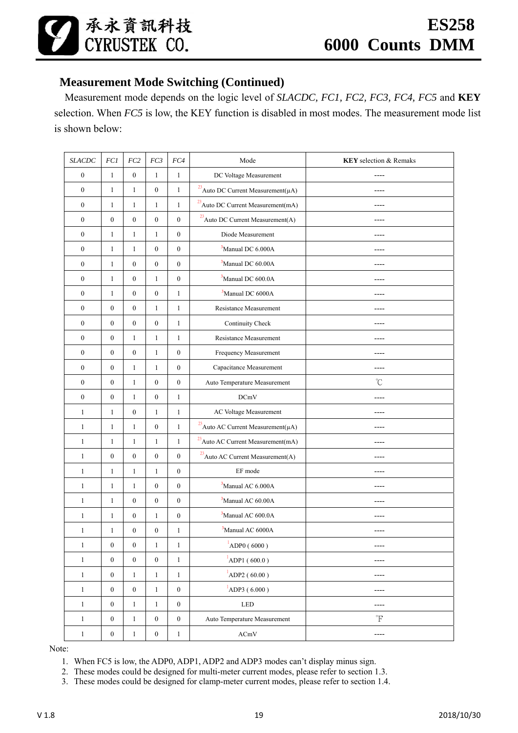## Measurement Mode Switching (Continued)

Measurement mode depends on the logic level of *SLACDC, FC1, FC2, FC3, FC4, FC5* and **KEY** selection. When *FC5* is low, the KEY function is disabled in most modes. The measurement mode list is shown below:

| *SLACDC* | *FC1* | *FC2* | *FC3* | *FC4* | Mode | **KEY** selection & Remaks |
|---|---|---|---|---|---|---|
| 0 | 1 | 0 | 1 | 1 | DC Voltage Measurement | ---- |
| 0 | 1 | 1 | 0 | 1 | [23]Auto DC Current Measurement(μA) | ---- |
| 0 | 1 | 1 | 1 | 1 | [23]Auto DC Current Measurement(mA) | ---- |
| 0 | 0 | 0 | 0 | 0 | [23]Auto DC Current Measurement(A) | ---- |
| 0 | 1 | 1 | 1 | 0 | Diode Measurement | ---- |
| 0 | 1 | 1 | 0 | 0 | [3]Manual DC 6.000A | ---- |
| 0 | 1 | 0 | 0 | 0 | [3]Manual DC 60.00A | ---- |
| 0 | 1 | 0 | 1 | 0 | [3]Manual DC 600.0A | ---- |
| 0 | 1 | 0 | 0 | 1 | [3]Manual DC 6000A | ---- |
| 0 | 0 | 0 | 1 | 1 | Resistance Measurement | ---- |
| 0 | 0 | 0 | 0 | 1 | Continuity Check | ---- |
| 0 | 0 | 1 | 1 | 1 | Resistance Measurement | ---- |
| 0 | 0 | 0 | 1 | 0 | Frequency Measurement | ---- |
| 0 | 0 | 1 | 1 | 0 | Capacitance Measurement | ---- |
| 0 | 0 | 1 | 0 | 0 | Auto Temperature Measurement | ℃ |
| 0 | 0 | 1 | 0 | 1 | DCmV | ---- |
| 1 | 1 | 0 | 1 | 1 | AC Voltage Measurement | ---- |
| 1 | 1 | 1 | 0 | 1 | [23]Auto AC Current Measurement(μA) | ---- |
| 1 | 1 | 1 | 1 | 1 | [23]Auto AC Current Measurement(mA) | ---- |
| 1 | 0 | 0 | 0 | 0 | [23]Auto AC Current Measurement(A) | ---- |
| 1 | 1 | 1 | 1 | 0 | EF mode | ---- |
| 1 | 1 | 1 | 0 | 0 | [3]Manual AC 6.000A | ---- |
| 1 | 1 | 0 | 0 | 0 | [3]Manual AC 60.00A | ---- |
| 1 | 1 | 0 | 1 | 0 | [3]Manual AC 600.0A | ---- |
| 1 | 1 | 0 | 0 | 1 | [3]Manual AC 6000A | ---- |
| 1 | 0 | 0 | 1 | 1 | [1]ADP0 ( 6000 ) | ---- |
| 1 | 0 | 0 | 0 | 1 | [1]ADP1 ( 600.0 ) | ---- |
| 1 | 0 | 1 | 1 | 1 | [1]ADP2 ( 60.00 ) | ---- |
| 1 | 0 | 0 | 1 | 0 | [1]ADP3 ( 6.000 ) | ---- |
| 1 | 0 | 1 | 1 | 0 | LED | ---- |
| 1 | 0 | 1 | 0 | 0 | Auto Temperature Measurement | ℉ |
| 1 | 0 | 1 | 0 | 1 | ACmV | ---- |

Note:

1. When FC5 is low, the ADP0, ADP1, ADP2 and ADP3 modes can't display minus sign.
2. These modes could be designed for multi-meter current modes, please refer to section 1.3.
3. These modes could be designed for clamp-meter current modes, please refer to section 1.4.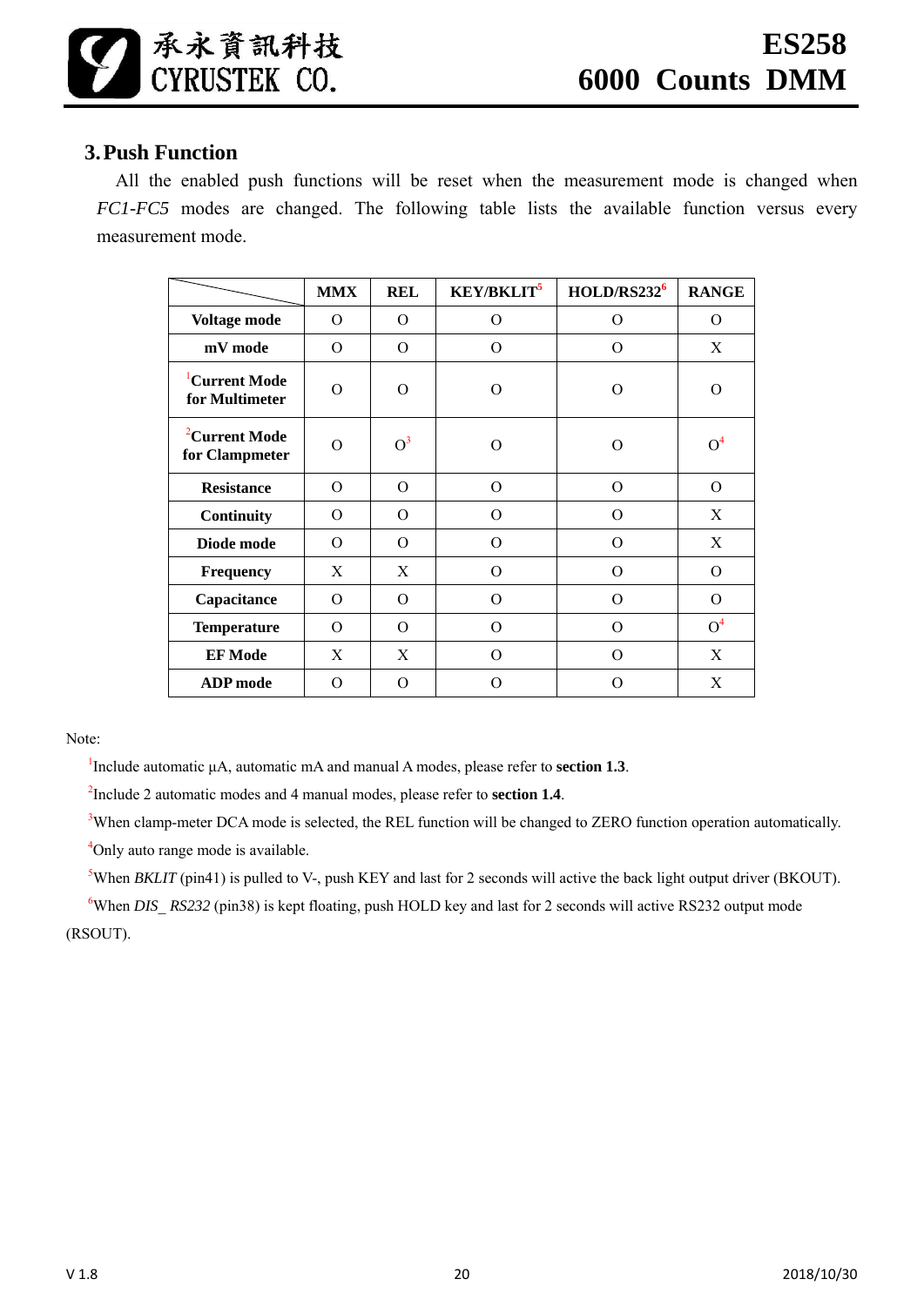## 3. Push Function

All the enabled push functions will be reset when the measurement mode is changed when *FC1-FC5* modes are changed. The following table lists the available function versus every measurement mode.

| | MMX | REL | KEY/BKLIT[5] | HOLD/RS232[6] | RANGE |
|---|---|---|---|---|---|
| Voltage mode | O | O | O | O | O |
| mV mode | O | O | O | O | X |
| [1]Current Mode for Multimeter | O | O | O | O | O |
| [2]Current Mode for Clampmeter | O | O[3] | O | O | O[4] |
| Resistance | O | O | O | O | O |
| Continuity | O | O | O | O | X |
| Diode mode | O | O | O | O | X |
| Frequency | X | X | O | O | O |
| Capacitance | O | O | O | O | O |
| Temperature | O | O | O | O | O[4] |
| EF Mode | X | X | O | O | X |
| ADP mode | O | O | O | O | X |

Note:

[1]Include automatic µA, automatic mA and manual A modes, please refer to **section 1.3**.

[2]Include 2 automatic modes and 4 manual modes, please refer to **section 1.4**.

[3]When clamp-meter DCA mode is selected, the REL function will be changed to ZERO function operation automatically.

[4]Only auto range mode is available.

[5]When *BKLIT* (pin41) is pulled to V-, push KEY and last for 2 seconds will active the back light output driver (BKOUT).

[6]When *DIS_ RS232* (pin38) is kept floating, push HOLD key and last for 2 seconds will active RS232 output mode (RSOUT).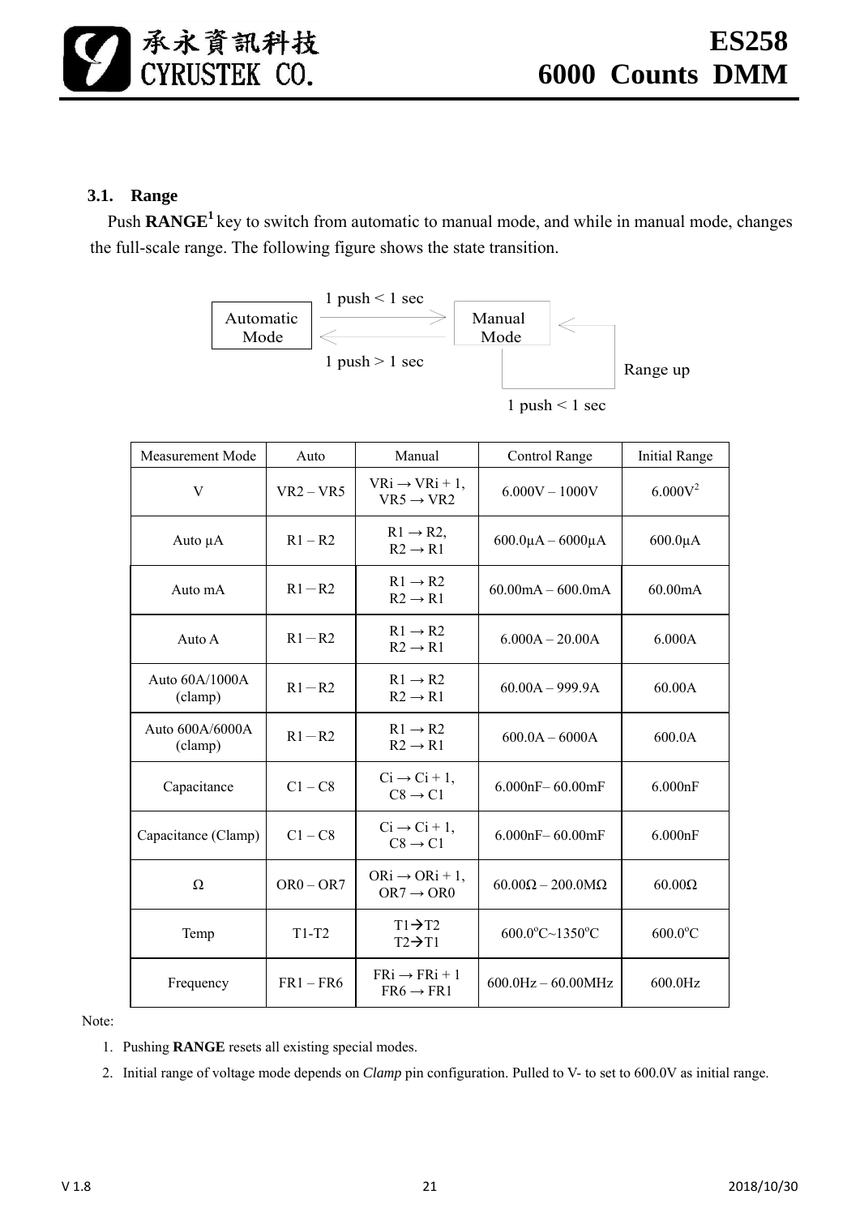### 3.1. Range

Push **RANGE**[1] key to switch from automatic to manual mode, and while in manual mode, changes the full-scale range. The following figure shows the state transition.

Automatic Mode —— 1 push < 1 sec ——> Manual Mode

Manual Mode —— 1 push > 1 sec ——> Automatic Mode

Manual Mode —— Range up (1 push < 1 sec) ——> Manual Mode

| Measurement Mode | Auto | Manual | Control Range | Initial Range |
|---|---|---|---|---|
| V | VR2 – VR5 | VRi → VRi + 1, VR5 → VR2 | 6.000V – 1000V | 6.000V[2] |
| Auto μA | R1 – R2 | R1 → R2, R2 → R1 | 600.0μA – 6000μA | 600.0μA |
| Auto mA | R1 – R2 | R1 → R2 R2 → R1 | 60.00mA – 600.0mA | 60.00mA |
| Auto A | R1 – R2 | R1 → R2 R2 → R1 | 6.000A – 20.00A | 6.000A |
| Auto 60A/1000A (clamp) | R1 – R2 | R1 → R2 R2 → R1 | 60.00A – 999.9A | 60.00A |
| Auto 600A/6000A (clamp) | R1 – R2 | R1 → R2 R2 → R1 | 600.0A – 6000A | 600.0A |
| Capacitance | C1 – C8 | Ci → Ci + 1, C8 → C1 | 6.000nF– 60.00mF | 6.000nF |
| Capacitance (Clamp) | C1 – C8 | Ci → Ci + 1, C8 → C1 | 6.000nF– 60.00mF | 6.000nF |
| Ω | OR0 – OR7 | ORi → ORi + 1, OR7 → OR0 | 60.00Ω – 200.0MΩ | 60.00Ω |
| Temp | T1-T2 | T1→T2 T2→T1 | 600.0°C~1350°C | 600.0°C |
| Frequency | FR1 – FR6 | FRi → FRi + 1 FR6 → FR1 | 600.0Hz – 60.00MHz | 600.0Hz |

Note:

1. Pushing **RANGE** resets all existing special modes.
2. Initial range of voltage mode depends on *Clamp* pin configuration. Pulled to V- to set to 600.0V as initial range.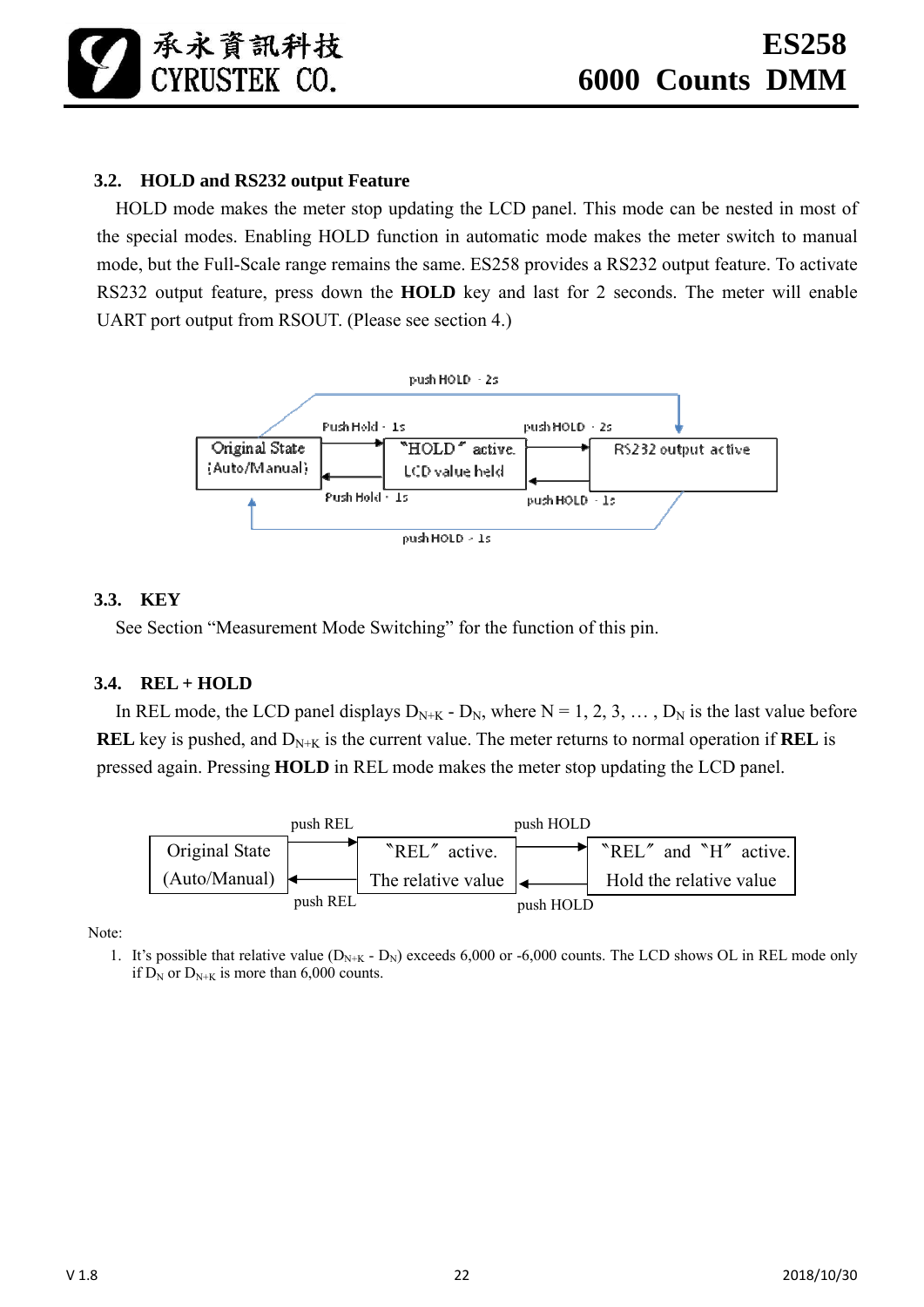### 3.2. HOLD and RS232 output Feature

HOLD mode makes the meter stop updating the LCD panel. This mode can be nested in most of the special modes. Enabling HOLD function in automatic mode makes the meter switch to manual mode, but the Full-Scale range remains the same. ES258 provides a RS232 output feature. To activate RS232 output feature, press down the **HOLD** key and last for 2 seconds. The meter will enable UART port output from RSOUT. (Please see section 4.)

push HOLD - 2s

Push Hold - 1s | push HOLD - 2s

Original State (Auto/Manual) | "HOLD" active. LCD value held | RS232 output active

Push Hold - 1s | push HOLD - 1s

push HOLD - 1s

### 3.3. KEY

See Section "Measurement Mode Switching" for the function of this pin.

### 3.4. REL + HOLD

In REL mode, the LCD panel displays $D_{N+K}$ - $D_N$, where N = 1, 2, 3, … , $D_N$ is the last value before **REL** key is pushed, and $D_{N+K}$ is the current value. The meter returns to normal operation if **REL** is pressed again. Pressing **HOLD** in REL mode makes the meter stop updating the LCD panel.

push REL | push HOLD

Original State (Auto/Manual) | "REL" active. The relative value | "REL" and "H" active. Hold the relative value

push REL | push HOLD

Note:

1. It's possible that relative value ($D_{N+K}$ - $D_N$) exceeds 6,000 or -6,000 counts. The LCD shows OL in REL mode only if $D_N$ or $D_{N+K}$ is more than 6,000 counts.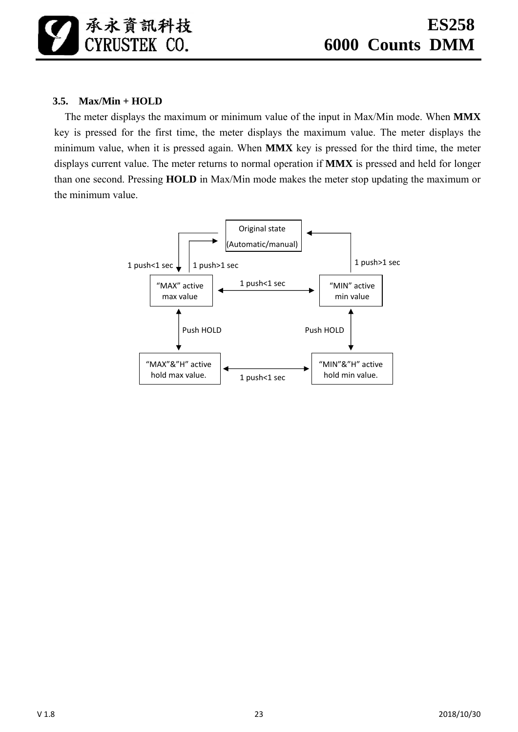### 3.5. Max/Min + HOLD

The meter displays the maximum or minimum value of the input in Max/Min mode. When **MMX** key is pressed for the first time, the meter displays the maximum value. The meter displays the minimum value, when it is pressed again. When **MMX** key is pressed for the third time, the meter displays current value. The meter returns to normal operation if **MMX** is pressed and held for longer than one second. Pressing **HOLD** in Max/Min mode makes the meter stop updating the maximum or the minimum value.

Original state (Automatic/manual)

1 push<1 sec | 1 push>1 sec | 1 push>1 sec

“MAX” active max value ⟷ 1 push<1 sec ⟷ “MIN” active min value

Push HOLD | Push HOLD

“MAX”&”H” active hold max value. ⟷ 1 push<1 sec ⟷ “MIN”&”H” active hold min value.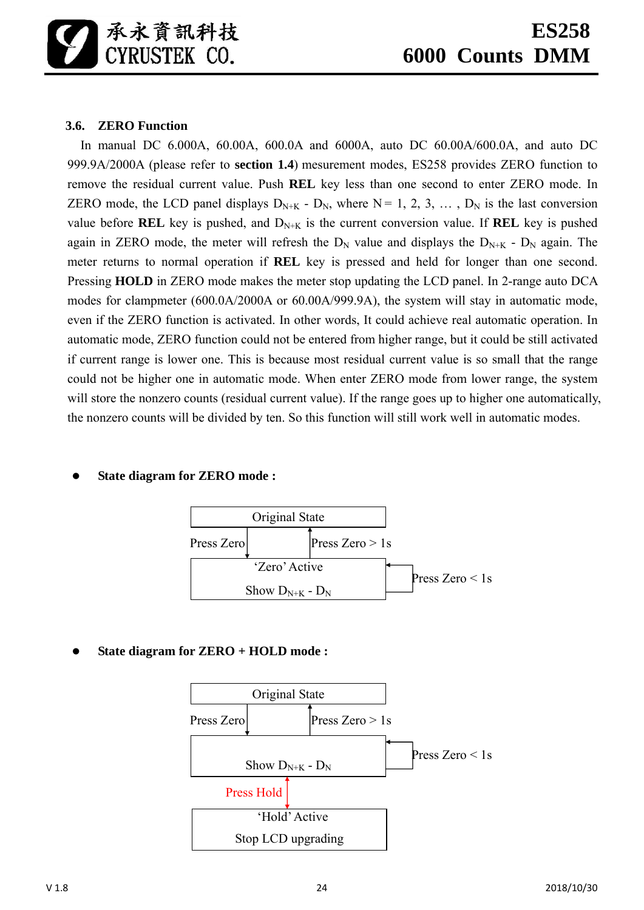### 3.6. ZERO Function

In manual DC 6.000A, 60.00A, 600.0A and 6000A, auto DC 60.00A/600.0A, and auto DC 999.9A/2000A (please refer to **section 1.4**) mesurement modes, ES258 provides ZERO function to remove the residual current value. Push **REL** key less than one second to enter ZERO mode. In ZERO mode, the LCD panel displays $D_{N+K}$ - $D_N$, where N = 1, 2, 3, … , $D_N$ is the last conversion value before **REL** key is pushed, and $D_{N+K}$ is the current conversion value. If **REL** key is pushed again in ZERO mode, the meter will refresh the $D_N$ value and displays the $D_{N+K}$ - $D_N$ again. The meter returns to normal operation if **REL** key is pressed and held for longer than one second. Pressing **HOLD** in ZERO mode makes the meter stop updating the LCD panel. In 2-range auto DCA modes for clampmeter (600.0A/2000A or 60.00A/999.9A), the system will stay in automatic mode, even if the ZERO function is activated. In other words, It could achieve real automatic operation. In automatic mode, ZERO function could not be entered from higher range, but it could be still activated if current range is lower one. This is because most residual current value is so small that the range could not be higher one in automatic mode. When enter ZERO mode from lower range, the system will store the nonzero counts (residual current value). If the range goes up to higher one automatically, the nonzero counts will be divided by ten. So this function will still work well in automatic modes.

- **State diagram for ZERO mode :**

Original State

Press Zero | Press Zero > 1s

'Zero' Active

Show $D_{N+K}$ - $D_N$

Press Zero < 1s

- **State diagram for ZERO + HOLD mode :**

Original State

Press Zero | Press Zero > 1s

Show $D_{N+K}$ - $D_N$

Press Zero < 1s

Press Hold

'Hold' Active

Stop LCD upgrading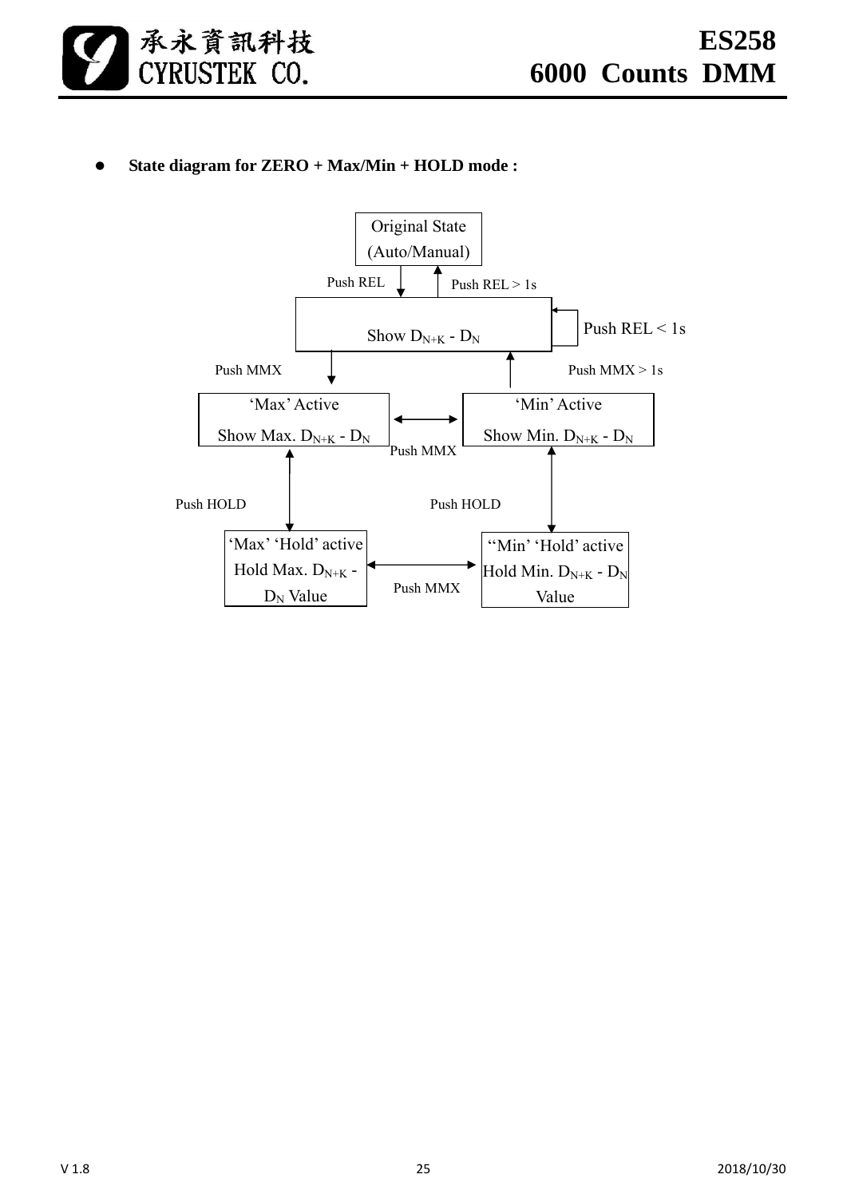- **State diagram for ZERO + Max/Min + HOLD mode :**

Original State
(Auto/Manual)

Push REL

Push REL > 1s

Show $D_{N+K}$ - $D_N$

Push REL < 1s

Push MMX

Push MMX > 1s

'Max' Active
Show Max. $D_{N+K}$ - $D_N$

Push MMX

'Min' Active
Show Min. $D_{N+K}$ - $D_N$

Push HOLD

Push HOLD

'Max' 'Hold' active
Hold Max. $D_{N+K}$ - $D_N$ Value

Push MMX

''Min' 'Hold' active
Hold Min. $D_{N+K}$ - $D_N$ Value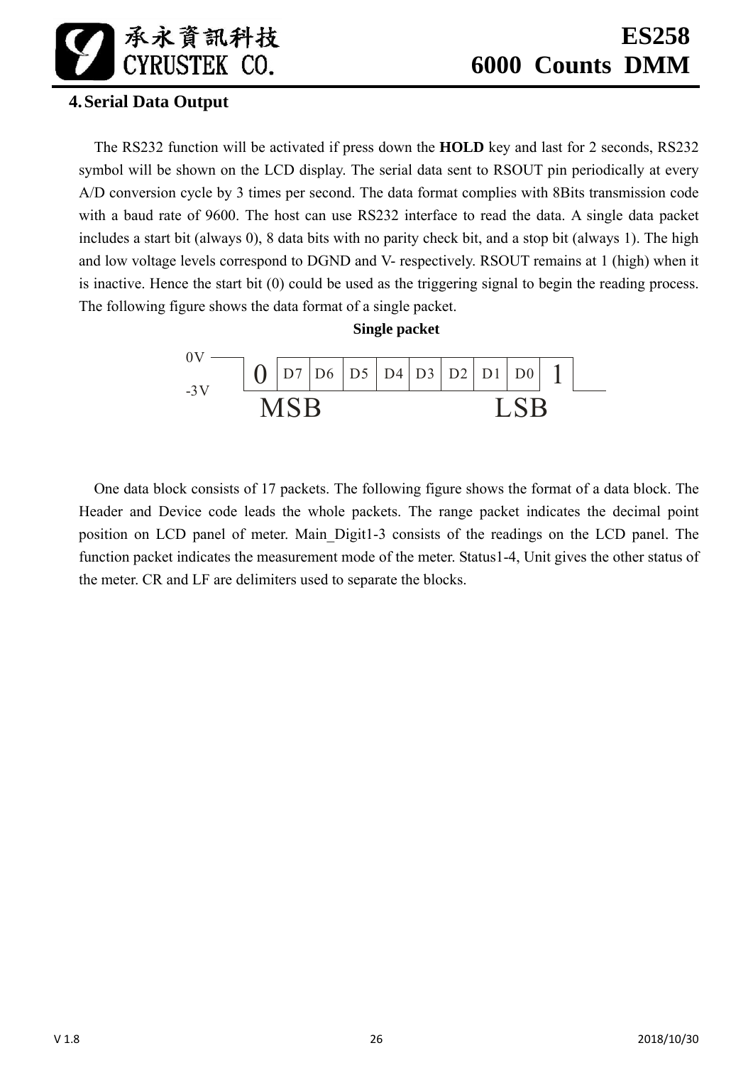## 4. Serial Data Output

The RS232 function will be activated if press down the **HOLD** key and last for 2 seconds, RS232 symbol will be shown on the LCD display. The serial data sent to RSOUT pin periodically at every A/D conversion cycle by 3 times per second. The data format complies with 8Bits transmission code with a baud rate of 9600. The host can use RS232 interface to read the data. A single data packet includes a start bit (always 0), 8 data bits with no parity check bit, and a stop bit (always 1). The high and low voltage levels correspond to DGND and V- respectively. RSOUT remains at 1 (high) when it is inactive. Hence the start bit (0) could be used as the triggering signal to begin the reading process. The following figure shows the data format of a single packet.

**Single packet**

| | | | | | | | | | |
|---|---|---|---|---|---|---|---|---|---|
| 0 | D7 | D6 | D5 | D4 | D3 | D2 | D1 | D0 | 1 |
| | MSB | | | | | | | LSB | |

0V / -3V

One data block consists of 17 packets. The following figure shows the format of a data block. The Header and Device code leads the whole packets. The range packet indicates the decimal point position on LCD panel of meter. Main_Digit1-3 consists of the readings on the LCD panel. The function packet indicates the measurement mode of the meter. Status1-4, Unit gives the other status of the meter. CR and LF are delimiters used to separate the blocks.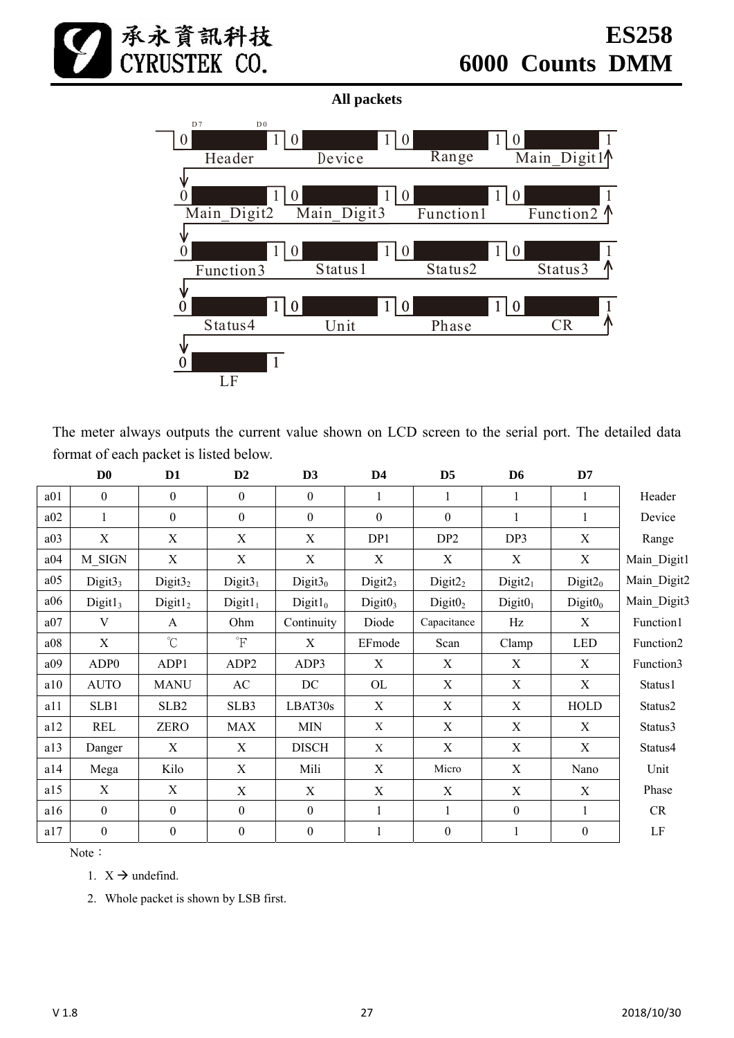**All packets**

The meter always outputs the current value shown on LCD screen to the serial port. The detailed data format of each packet is listed below.

| | D0 | D1 | D2 | D3 | D4 | D5 | D6 | D7 | |
|---|---|---|---|---|---|---|---|---|---|
| a01 | 0 | 0 | 0 | 0 | 1 | 1 | 1 | 1 | Header |
| a02 | 1 | 0 | 0 | 0 | 0 | 0 | 1 | 1 | Device |
| a03 | X | X | X | X | DP1 | DP2 | DP3 | X | Range |
| a04 | M_SIGN | X | X | X | X | X | X | X | Main_Digit1 |
| a05 | $Digit3_3$ | $Digit3_2$ | $Digit3_1$ | $Digit3_0$ | $Digit2_3$ | $Digit2_2$ | $Digit2_1$ | $Digit2_0$ | Main_Digit2 |
| a06 | $Digit1_3$ | $Digit1_2$ | $Digit1_1$ | $Digit1_0$ | $Digit0_3$ | $Digit0_2$ | $Digit0_1$ | $Digit0_0$ | Main_Digit3 |
| a07 | V | A | Ohm | Continuity | Diode | Capacitance | Hz | X | Function1 |
| a08 | X | ℃ | ℉ | X | EFmode | Scan | Clamp | LED | Function2 |
| a09 | ADP0 | ADP1 | ADP2 | ADP3 | X | X | X | X | Function3 |
| a10 | AUTO | MANU | AC | DC | OL | X | X | X | Status1 |
| a11 | SLB1 | SLB2 | SLB3 | LBAT30s | X | X | X | HOLD | Status2 |
| a12 | REL | ZERO | MAX | MIN | X | X | X | X | Status3 |
| a13 | Danger | X | X | DISCH | X | X | X | X | Status4 |
| a14 | Mega | Kilo | X | Mili | X | Micro | X | Nano | Unit |
| a15 | X | X | X | X | X | X | X | X | Phase |
| a16 | 0 | 0 | 0 | 0 | 1 | 1 | 0 | 1 | CR |
| a17 | 0 | 0 | 0 | 0 | 1 | 0 | 1 | 0 | LF |

Note：

1. X → undefind.
2. Whole packet is shown by LSB first.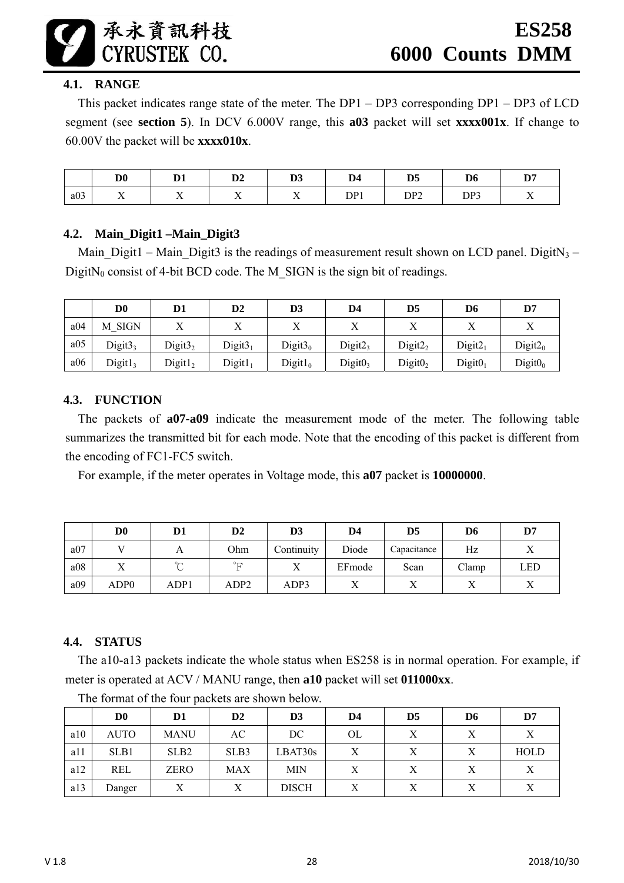### 4.1. RANGE

This packet indicates range state of the meter. The DP1 – DP3 corresponding DP1 – DP3 of LCD segment (see **section 5**). In DCV 6.000V range, this **a03** packet will set **xxxx001x**. If change to 60.00V the packet will be **xxxx010x**.

| | D0 | D1 | D2 | D3 | D4 | D5 | D6 | D7 |
|---|---|---|---|---|---|---|---|---|
| a03 | X | X | X | X | DP1 | DP2 | DP3 | X |

### 4.2. Main_Digit1 –Main_Digit3

Main_Digit1 – Main_Digit3 is the readings of measurement result shown on LCD panel. $DigitN_3$ – $DigitN_0$ consist of 4-bit BCD code. The M_SIGN is the sign bit of readings.

| | D0 | D1 | D2 | D3 | D4 | D5 | D6 | D7 |
|---|---|---|---|---|---|---|---|---|
| a04 | M_SIGN | X | X | X | X | X | X | X |
| a05 | $Digit3_3$ | $Digit3_2$ | $Digit3_1$ | $Digit3_0$ | $Digit2_3$ | $Digit2_2$ | $Digit2_1$ | $Digit2_0$ |
| a06 | $Digit1_3$ | $Digit1_2$ | $Digit1_1$ | $Digit1_0$ | $Digit0_3$ | $Digit0_2$ | $Digit0_1$ | $Digit0_0$ |

### 4.3. FUNCTION

The packets of **a07-a09** indicate the measurement mode of the meter. The following table summarizes the transmitted bit for each mode. Note that the encoding of this packet is different from the encoding of FC1-FC5 switch.

For example, if the meter operates in Voltage mode, this **a07** packet is **10000000**.

| | D0 | D1 | D2 | D3 | D4 | D5 | D6 | D7 |
|---|---|---|---|---|---|---|---|---|
| a07 | V | A | Ohm | Continuity | Diode | Capacitance | Hz | X |
| a08 | X | ℃ | ℉ | X | EFmode | Scan | Clamp | LED |
| a09 | ADP0 | ADP1 | ADP2 | ADP3 | X | X | X | X |

### 4.4. STATUS

The a10-a13 packets indicate the whole status when ES258 is in normal operation. For example, if meter is operated at ACV / MANU range, then **a10** packet will set **011000xx**.

The format of the four packets are shown below.

| | D0 | D1 | D2 | D3 | D4 | D5 | D6 | D7 |
|---|---|---|---|---|---|---|---|---|
| a10 | AUTO | MANU | AC | DC | OL | X | X | X |
| a11 | SLB1 | SLB2 | SLB3 | LBAT30s | X | X | X | HOLD |
| a12 | REL | ZERO | MAX | MIN | X | X | X | X |
| a13 | Danger | X | X | DISCH | X | X | X | X |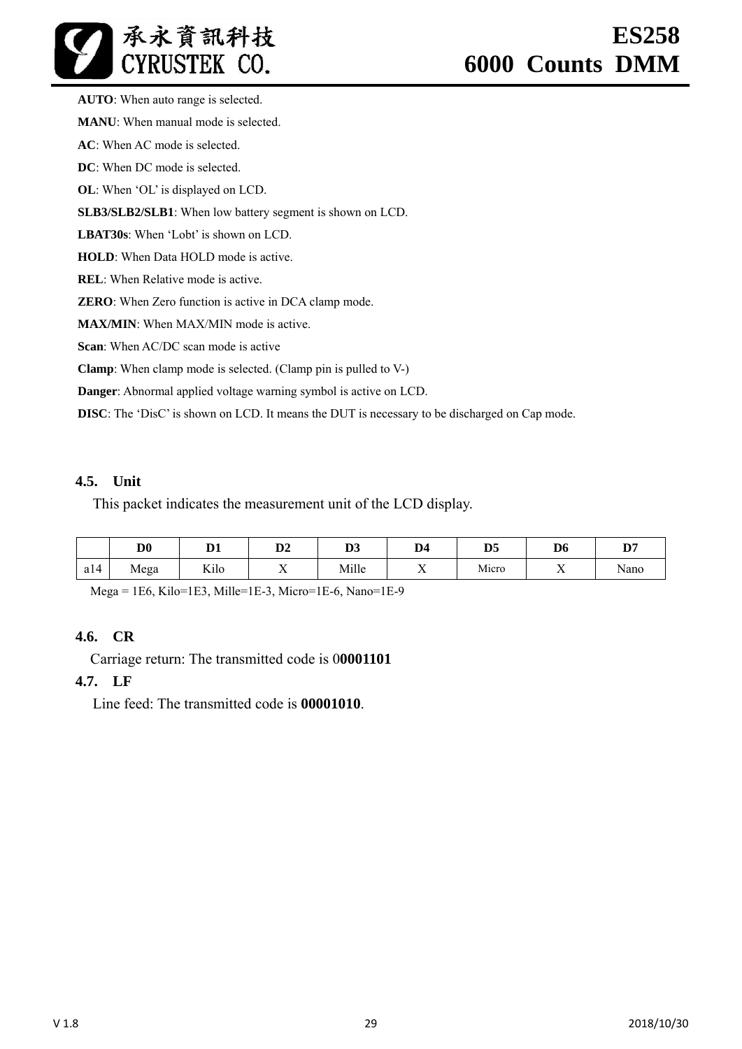**AUTO**: When auto range is selected.

**MANU**: When manual mode is selected.

**AC**: When AC mode is selected.

**DC**: When DC mode is selected.

**OL**: When 'OL' is displayed on LCD.

**SLB3/SLB2/SLB1**: When low battery segment is shown on LCD.

**LBAT30s**: When 'Lobt' is shown on LCD.

**HOLD**: When Data HOLD mode is active.

**REL**: When Relative mode is active.

**ZERO**: When Zero function is active in DCA clamp mode.

**MAX/MIN**: When MAX/MIN mode is active.

**Scan**: When AC/DC scan mode is active

**Clamp**: When clamp mode is selected. (Clamp pin is pulled to V-)

**Danger**: Abnormal applied voltage warning symbol is active on LCD.

**DISC**: The 'DisC' is shown on LCD. It means the DUT is necessary to be discharged on Cap mode.

### 4.5. Unit

This packet indicates the measurement unit of the LCD display.

| | D0 | D1 | D2 | D3 | D4 | D5 | D6 | D7 |
|---|---|---|---|---|---|---|---|---|
| a14 | Mega | Kilo | X | Mille | X | Micro | X | Nano |

Mega = 1E6, Kilo=1E3, Mille=1E-3, Micro=1E-6, Nano=1E-9

### 4.6. CR

Carriage return: The transmitted code is 0**0001101**

### 4.7. LF

Line feed: The transmitted code is **00001010**.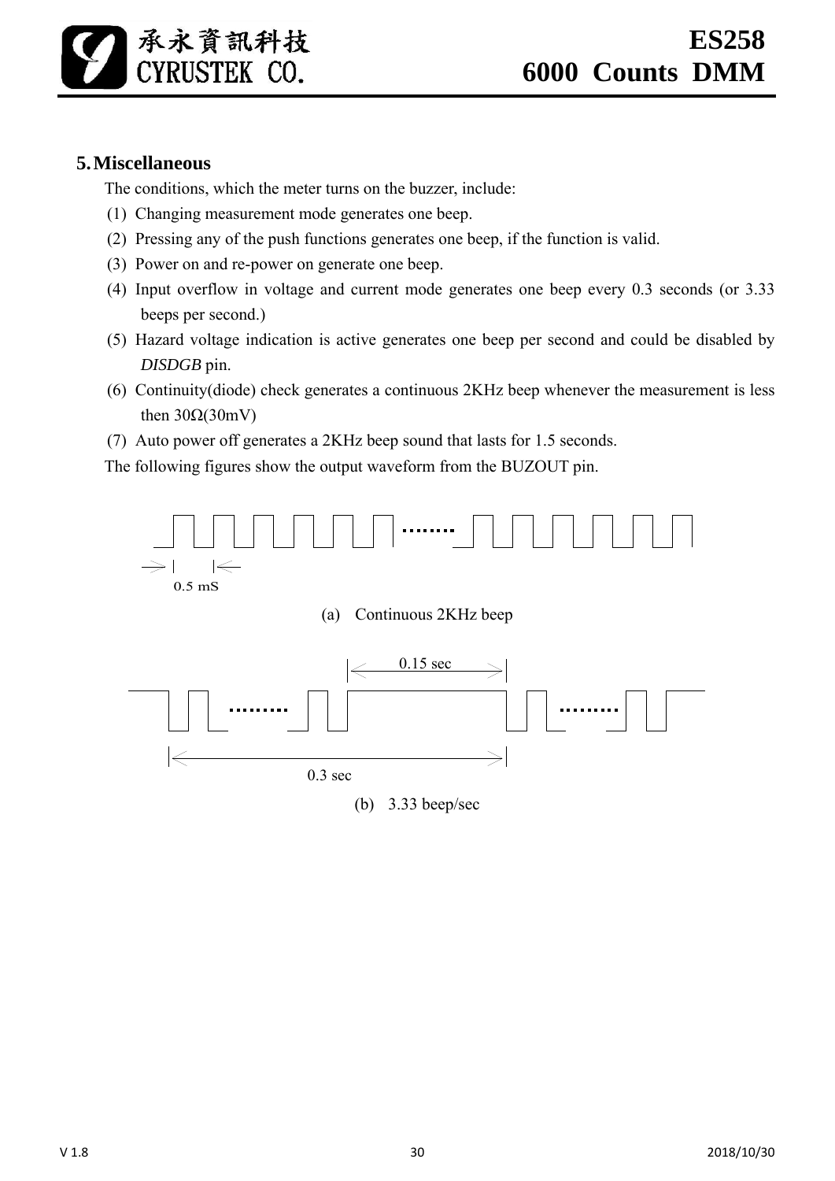## 5. Miscellaneous

The conditions, which the meter turns on the buzzer, include:

(1) Changing measurement mode generates one beep.

(2) Pressing any of the push functions generates one beep, if the function is valid.

(3) Power on and re-power on generate one beep.

(4) Input overflow in voltage and current mode generates one beep every 0.3 seconds (or 3.33 beeps per second.)

(5) Hazard voltage indication is active generates one beep per second and could be disabled by *DISDGB* pin.

(6) Continuity(diode) check generates a continuous 2KHz beep whenever the measurement is less then 30Ω(30mV)

(7) Auto power off generates a 2KHz beep sound that lasts for 1.5 seconds.

The following figures show the output waveform from the BUZOUT pin.

0.5 mS

(a) Continuous 2KHz beep

0.15 sec

0.3 sec

(b) 3.33 beep/sec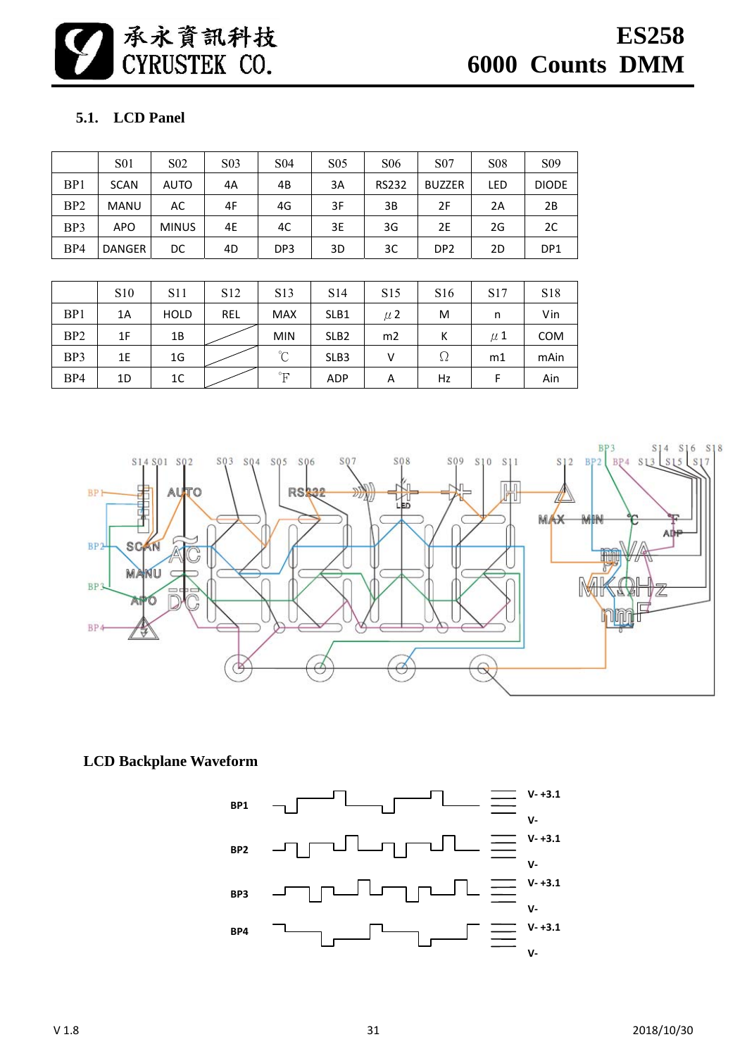## 5.1. LCD Panel

|  | S01 | S02 | S03 | S04 | S05 | S06 | S07 | S08 | S09 |
|---|---|---|---|---|---|---|---|---|---|
| BP1 | SCAN | AUTO | 4A | 4B | 3A | RS232 | BUZZER | LED | DIODE |
| BP2 | MANU | AC | 4F | 4G | 3F | 3B | 2F | 2A | 2B |
| BP3 | APO | MINUS | 4E | 4C | 3E | 3G | 2E | 2G | 2C |
| BP4 | DANGER | DC | 4D | DP3 | 3D | 3C | DP2 | 2D | DP1 |

|  | S10 | S11 | S12 | S13 | S14 | S15 | S16 | S17 | S18 |
|---|---|---|---|---|---|---|---|---|---|
| BP1 | 1A | HOLD | REL | MAX | SLB1 | μ2 | M | n | Vin |
| BP2 | 1F | 1B |  | MIN | SLB2 | m2 | K | μ1 | COM |
| BP3 | 1E | 1G |  | ℃ | SLB3 | V | Ω | m1 | mAin |
| BP4 | 1D | 1C |  | ℉ | ADP | A | Hz | F | Ain |

### LCD Backplane Waveform

BP1, BP2, BP3, BP4 — levels: V- +3.1, V-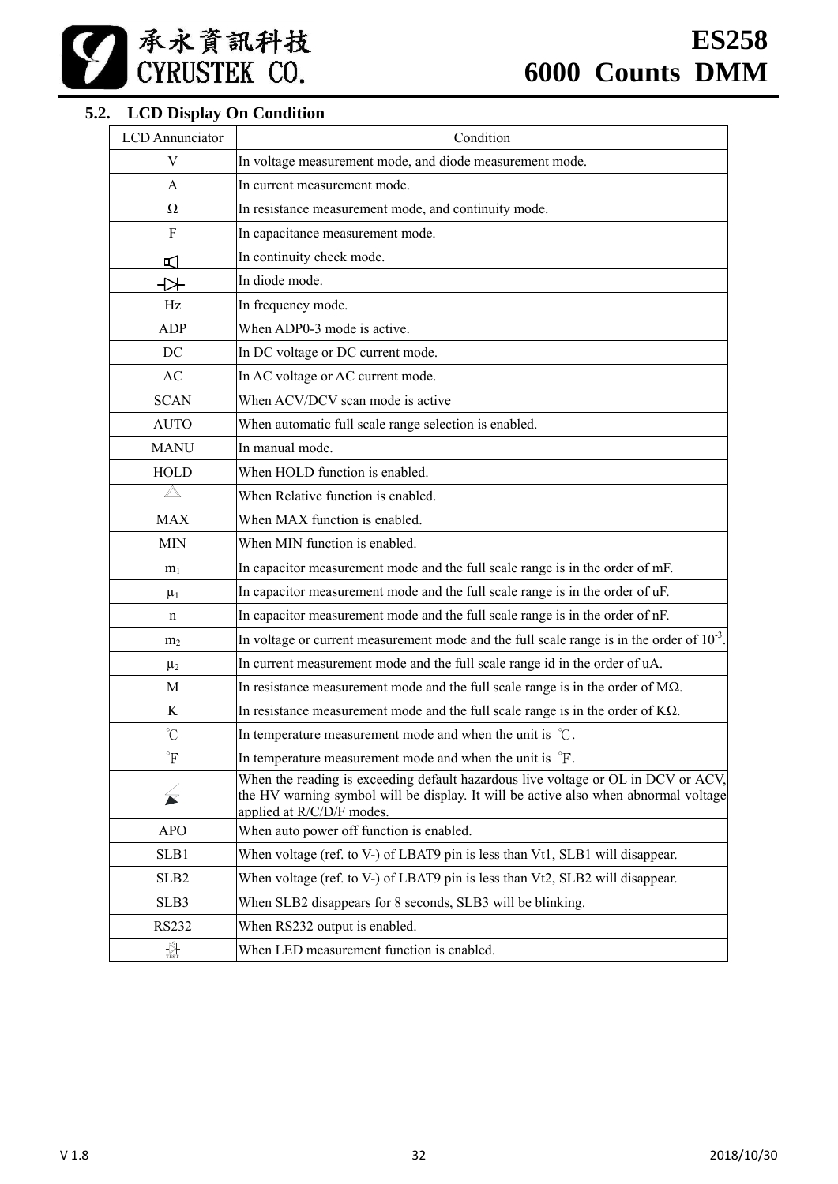## 5.2. LCD Display On Condition

| LCD Annunciator | Condition |
|---|---|
| V | In voltage measurement mode, and diode measurement mode. |
| A | In current measurement mode. |
| Ω | In resistance measurement mode, and continuity mode. |
| F | In capacitance measurement mode. |
| 🔈 | In continuity check mode. |
| ⊣▷⊢ | In diode mode. |
| Hz | In frequency mode. |
| ADP | When ADP0-3 mode is active. |
| DC | In DC voltage or DC current mode. |
| AC | In AC voltage or AC current mode. |
| SCAN | When ACV/DCV scan mode is active |
| AUTO | When automatic full scale range selection is enabled. |
| MANU | In manual mode. |
| HOLD | When HOLD function is enabled. |
| △ | When Relative function is enabled. |
| MAX | When MAX function is enabled. |
| MIN | When MIN function is enabled. |
| $m_1$ | In capacitor measurement mode and the full scale range is in the order of mF. |
| $\mu_1$ | In capacitor measurement mode and the full scale range is in the order of uF. |
| n | In capacitor measurement mode and the full scale range is in the order of nF. |
| $m_2$ | In voltage or current measurement mode and the full scale range is in the order of $10^{-3}$. |
| $\mu_2$ | In current measurement mode and the full scale range id in the order of uA. |
| M | In resistance measurement mode and the full scale range is in the order of MΩ. |
| K | In resistance measurement mode and the full scale range is in the order of KΩ. |
| ℃ | In temperature measurement mode and when the unit is ℃. |
| ℉ | In temperature measurement mode and when the unit is ℉. |
| ⚡ | When the reading is exceeding default hazardous live voltage or OL in DCV or ACV, the HV warning symbol will be display. It will be active also when abnormal voltage applied at R/C/D/F modes. |
| APO | When auto power off function is enabled. |
| SLB1 | When voltage (ref. to V-) of LBAT9 pin is less than Vt1, SLB1 will disappear. |
| SLB2 | When voltage (ref. to V-) of LBAT9 pin is less than Vt2, SLB2 will disappear. |
| SLB3 | When SLB2 disappears for 8 seconds, SLB3 will be blinking. |
| RS232 | When RS232 output is enabled. |
| LED TEST | When LED measurement function is enabled. |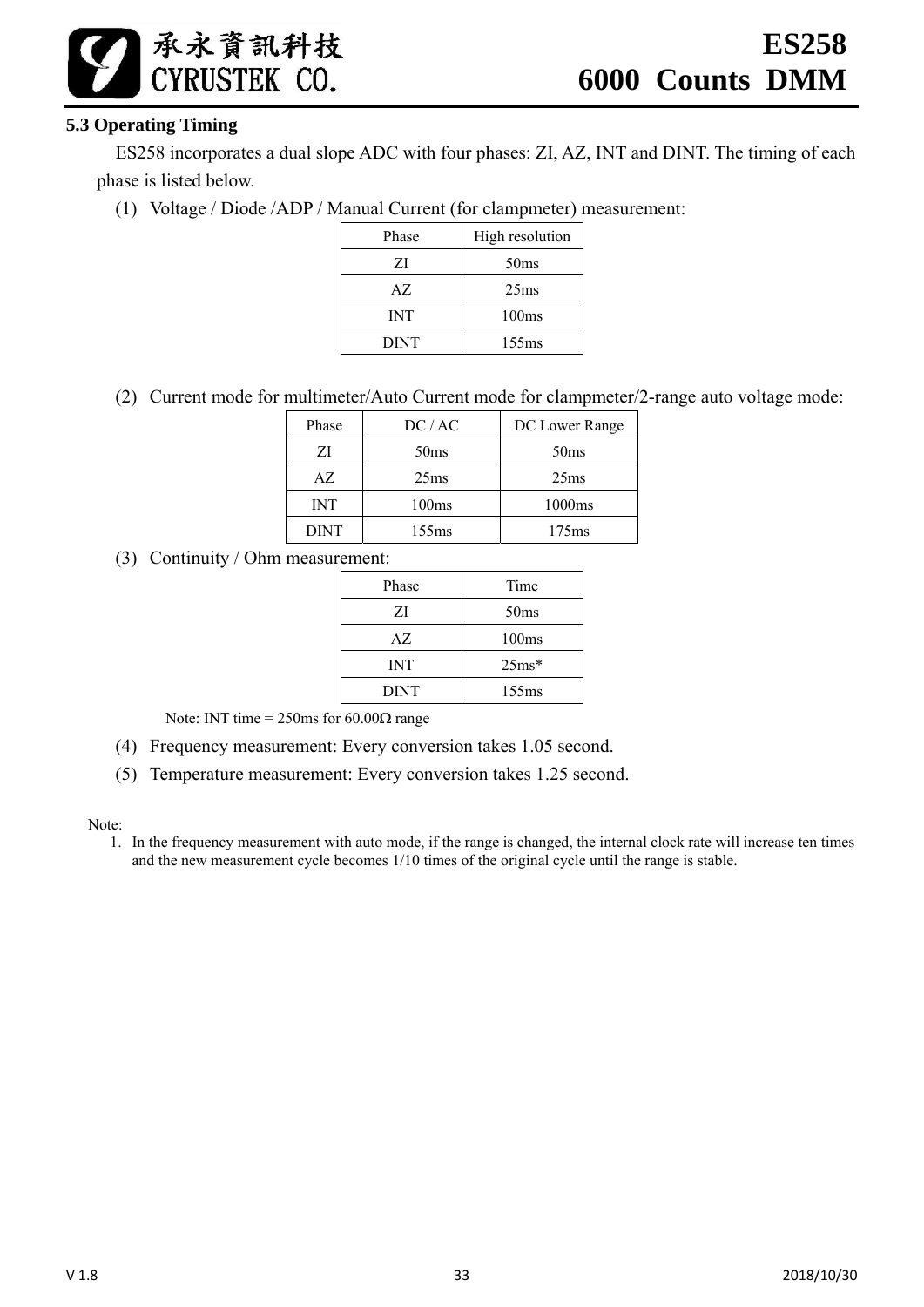### 5.3 Operating Timing

ES258 incorporates a dual slope ADC with four phases: ZI, AZ, INT and DINT. The timing of each phase is listed below.

(1) Voltage / Diode /ADP / Manual Current (for clampmeter) measurement:

| Phase | High resolution |
|---|---|
| ZI | 50ms |
| AZ | 25ms |
| INT | 100ms |
| DINT | 155ms |

(2) Current mode for multimeter/Auto Current mode for clampmeter/2-range auto voltage mode:

| Phase | DC / AC | DC Lower Range |
|---|---|---|
| ZI | 50ms | 50ms |
| AZ | 25ms | 25ms |
| INT | 100ms | 1000ms |
| DINT | 155ms | 175ms |

(3) Continuity / Ohm measurement:

| Phase | Time |
|---|---|
| ZI | 50ms |
| AZ | 100ms |
| INT | 25ms* |
| DINT | 155ms |

Note: INT time = 250ms for 60.00Ω range

(4) Frequency measurement: Every conversion takes 1.05 second.

(5) Temperature measurement: Every conversion takes 1.25 second.

Note:

1. In the frequency measurement with auto mode, if the range is changed, the internal clock rate will increase ten times and the new measurement cycle becomes 1/10 times of the original cycle until the range is stable.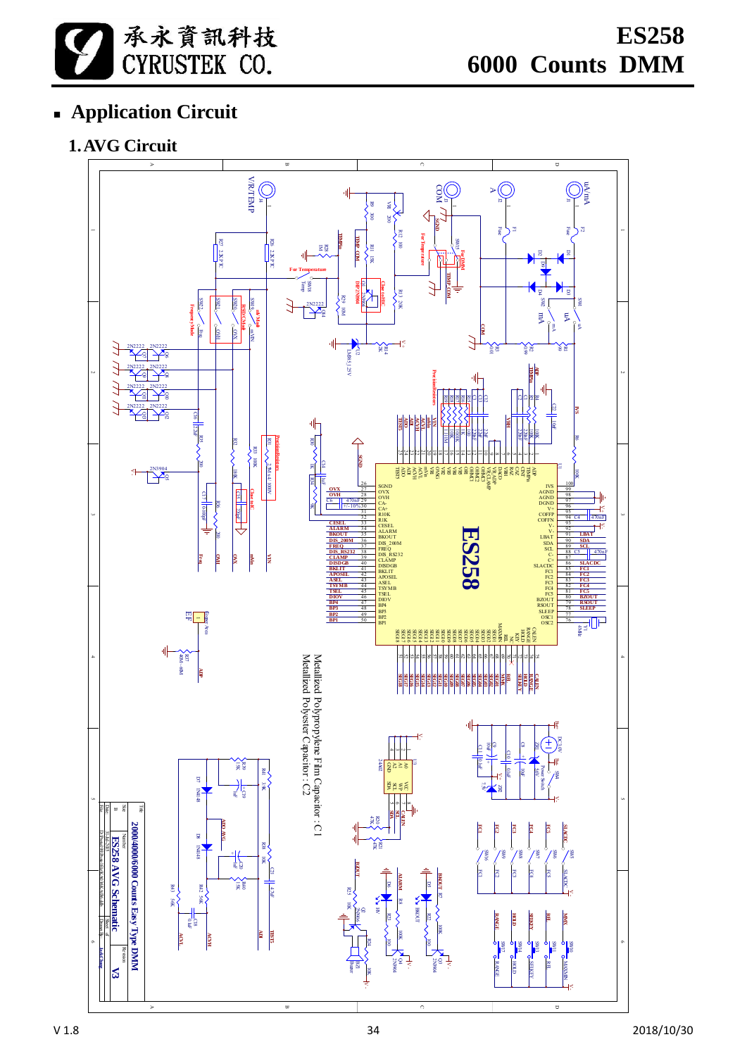## ▪ Application Circuit

### 1. AVG Circuit

Metallized Polypropylene Film Capacitor : C1
Metallized Polyester Capacitor : C2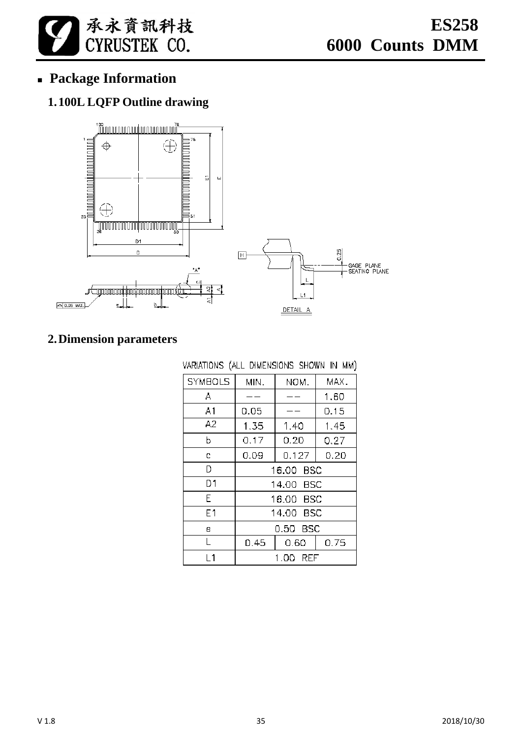- **Package Information**

## 1. 100L LQFP Outline drawing

100
76
1
75
E1
E
25
51
26
50
D1
D
"A"
c
A2
A
A1
0.05 MAX.
e
b
H
0.25
GAGE PLANE
SEATING PLANE
L
L1
DETAIL A

## 2. Dimension parameters

VARIATIONS (ALL DIMENSIONS SHOWN IN MM)

| SYMBOLS | MIN. | NOM. | MAX. |
|---|---|---|---|
| A | -- | -- | 1.60 |
| A1 | 0.05 | -- | 0.15 |
| A2 | 1.35 | 1.40 | 1.45 |
| b | 0.17 | 0.20 | 0.27 |
| c | 0.09 | 0.127 | 0.20 |
| D | 16.00 BSC | | |
| D1 | 14.00 BSC | | |
| E | 16.00 BSC | | |
| E1 | 14.00 BSC | | |
| e | 0.50 BSC | | |
| L | 0.45 | 0.60 | 0.75 |
| L1 | 1.00 REF | | |